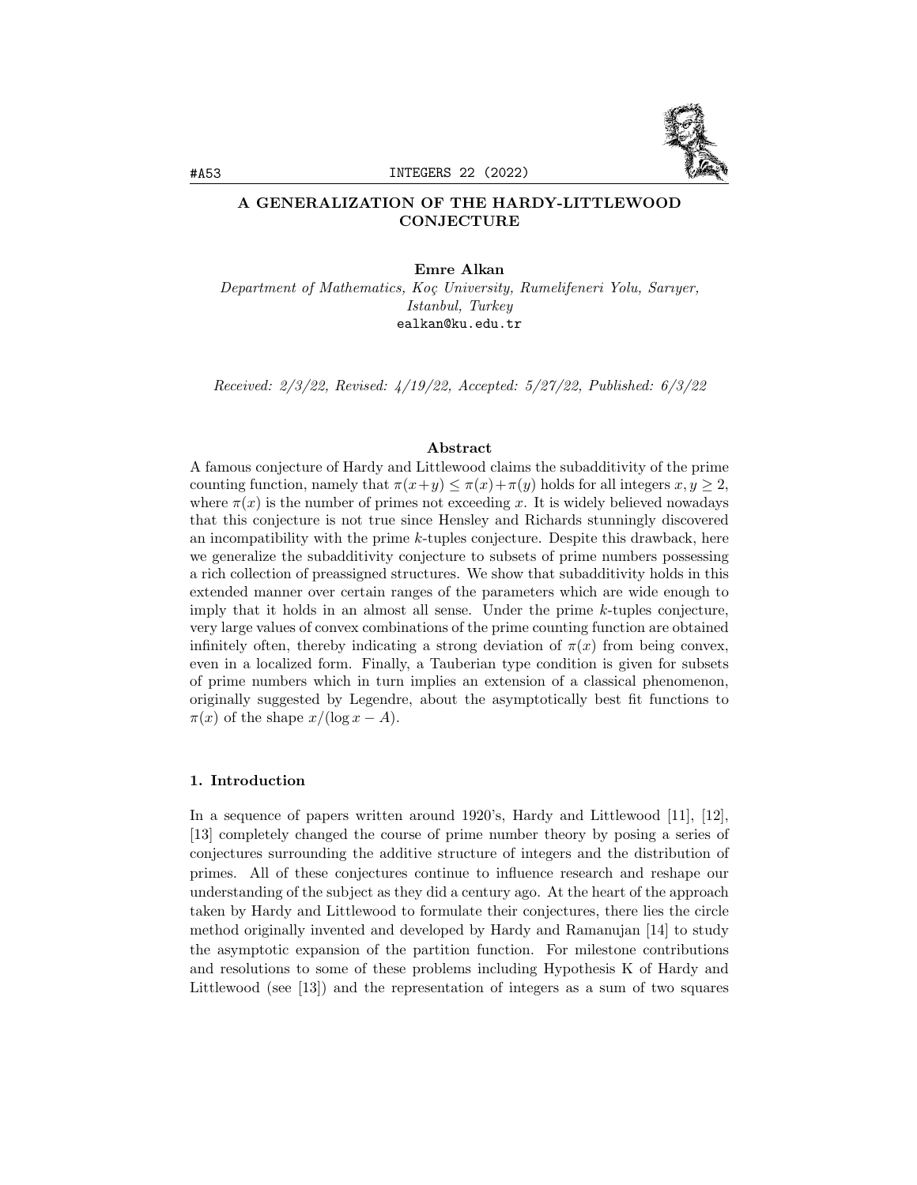# A GENERALIZATION OF THE HARDY-LITTLEWOOD CONJECTURE

**Emre Alkan**
*Department of Mathematics, Koç University, Rumelifeneri Yolu, Sarıyer, Istanbul, Turkey*
ealkan@ku.edu.tr

*Received: 2/3/22, Revised: 4/19/22, Accepted: 5/27/22, Published: 6/3/22*

### Abstract

A famous conjecture of Hardy and Littlewood claims the subadditivity of the prime counting function, namely that $\pi(x+y) \leq \pi(x)+\pi(y)$ holds for all integers $x, y \geq 2$, where $\pi(x)$ is the number of primes not exceeding $x$. It is widely believed nowadays that this conjecture is not true since Hensley and Richards stunningly discovered an incompatibility with the prime $k$-tuples conjecture. Despite this drawback, here we generalize the subadditivity conjecture to subsets of prime numbers possessing a rich collection of preassigned structures. We show that subadditivity holds in this extended manner over certain ranges of the parameters which are wide enough to imply that it holds in an almost all sense. Under the prime $k$-tuples conjecture, very large values of convex combinations of the prime counting function are obtained infinitely often, thereby indicating a strong deviation of $\pi(x)$ from being convex, even in a localized form. Finally, a Tauberian type condition is given for subsets of prime numbers which in turn implies an extension of a classical phenomenon, originally suggested by Legendre, about the asymptotically best fit functions to $\pi(x)$ of the shape $x/(\log x - A)$.

## 1. Introduction

In a sequence of papers written around 1920's, Hardy and Littlewood [11], [12], [13] completely changed the course of prime number theory by posing a series of conjectures surrounding the additive structure of integers and the distribution of primes. All of these conjectures continue to influence research and reshape our understanding of the subject as they did a century ago. At the heart of the approach taken by Hardy and Littlewood to formulate their conjectures, there lies the circle method originally invented and developed by Hardy and Ramanujan [14] to study the asymptotic expansion of the partition function. For milestone contributions and resolutions to some of these problems including Hypothesis K of Hardy and Littlewood (see [13]) and the representation of integers as a sum of two squares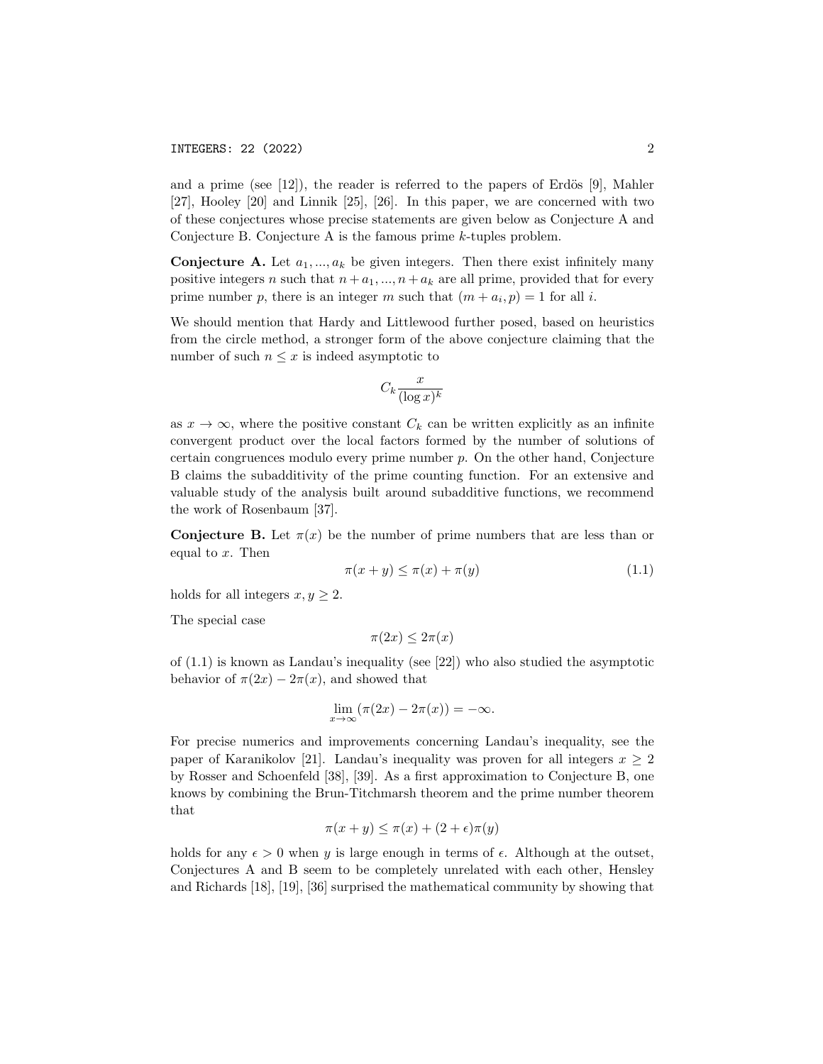and a prime (see [12]), the reader is referred to the papers of Erdös [9], Mahler [27], Hooley [20] and Linnik [25], [26]. In this paper, we are concerned with two of these conjectures whose precise statements are given below as Conjecture A and Conjecture B. Conjecture A is the famous prime $k$-tuples problem.

**Conjecture A.** *Let $a_1, ..., a_k$ be given integers. Then there exist infinitely many positive integers $n$ such that $n + a_1, ..., n + a_k$ are all prime, provided that for every prime number $p$, there is an integer $m$ such that $(m + a_i, p) = 1$ for all $i$.*

We should mention that Hardy and Littlewood further posed, based on heuristics from the circle method, a stronger form of the above conjecture claiming that the number of such $n \leq x$ is indeed asymptotic to

$$C_k \frac{x}{(\log x)^k}$$

as $x \to \infty$, where the positive constant $C_k$ can be written explicitly as an infinite convergent product over the local factors formed by the number of solutions of certain congruences modulo every prime number $p$. On the other hand, Conjecture B claims the subadditivity of the prime counting function. For an extensive and valuable study of the analysis built around subadditive functions, we recommend the work of Rosenbaum [37].

**Conjecture B.** *Let $\pi(x)$ be the number of prime numbers that are less than or equal to $x$. Then*

$$\pi(x + y) \leq \pi(x) + \pi(y) \tag{1.1}$$

*holds for all integers $x, y \geq 2$.*

The special case

$$\pi(2x) \leq 2\pi(x)$$

of (1.1) is known as Landau's inequality (see [22]) who also studied the asymptotic behavior of $\pi(2x) - 2\pi(x)$, and showed that

$$\lim_{x \to \infty} (\pi(2x) - 2\pi(x)) = -\infty.$$

For precise numerics and improvements concerning Landau's inequality, see the paper of Karanikolov [21]. Landau's inequality was proven for all integers $x \geq 2$ by Rosser and Schoenfeld [38], [39]. As a first approximation to Conjecture B, one knows by combining the Brun-Titchmarsh theorem and the prime number theorem that

$$\pi(x + y) \leq \pi(x) + (2 + \epsilon)\pi(y)$$

holds for any $\epsilon > 0$ when $y$ is large enough in terms of $\epsilon$. Although at the outset, Conjectures A and B seem to be completely unrelated with each other, Hensley and Richards [18], [19], [36] surprised the mathematical community by showing that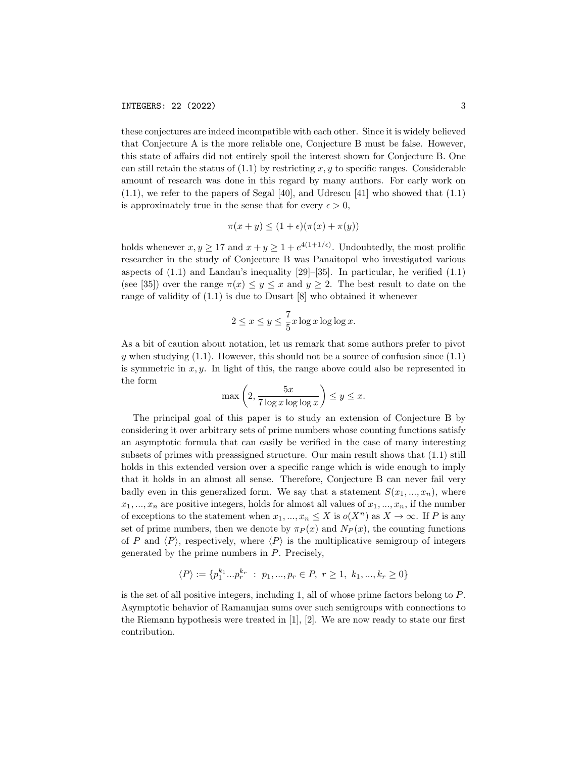these conjectures are indeed incompatible with each other. Since it is widely believed that Conjecture A is the more reliable one, Conjecture B must be false. However, this state of affairs did not entirely spoil the interest shown for Conjecture B. One can still retain the status of (1.1) by restricting $x, y$ to specific ranges. Considerable amount of research was done in this regard by many authors. For early work on (1.1), we refer to the papers of Segal [40], and Udrescu [41] who showed that (1.1) is approximately true in the sense that for every $\epsilon > 0$,

$$\pi(x+y) \leq (1+\epsilon)(\pi(x)+\pi(y))$$

holds whenever $x, y \geq 17$ and $x + y \geq 1 + e^{4(1+1/\epsilon)}$. Undoubtedly, the most prolific researcher in the study of Conjecture B was Panaitopol who investigated various aspects of (1.1) and Landau's inequality [29]–[35]. In particular, he verified (1.1) (see [35]) over the range $\pi(x) \leq y \leq x$ and $y \geq 2$. The best result to date on the range of validity of (1.1) is due to Dusart [8] who obtained it whenever

$$2 \leq x \leq y \leq \frac{7}{5} x \log x \log\log x.$$

As a bit of caution about notation, let us remark that some authors prefer to pivot $y$ when studying (1.1). However, this should not be a source of confusion since (1.1) is symmetric in $x, y$. In light of this, the range above could also be represented in the form

$$\max\left(2, \frac{5x}{7\log x \log\log x}\right) \leq y \leq x.$$

The principal goal of this paper is to study an extension of Conjecture B by considering it over arbitrary sets of prime numbers whose counting functions satisfy an asymptotic formula that can easily be verified in the case of many interesting subsets of primes with preassigned structure. Our main result shows that (1.1) still holds in this extended version over a specific range which is wide enough to imply that it holds in an almost all sense. Therefore, Conjecture B can never fail very badly even in this generalized form. We say that a statement $S(x_1, ..., x_n)$, where $x_1, ..., x_n$ are positive integers, holds for almost all values of $x_1, ..., x_n$, if the number of exceptions to the statement when $x_1, ..., x_n \leq X$ is $o(X^n)$ as $X \to \infty$. If $P$ is any set of prime numbers, then we denote by $\pi_P(x)$ and $N_P(x)$, the counting functions of $P$ and $\langle P \rangle$, respectively, where $\langle P \rangle$ is the multiplicative semigroup of integers generated by the prime numbers in $P$. Precisely,

$$\langle P \rangle := \{p_1^{k_1} ... p_r^{k_r} \ : \ p_1, ..., p_r \in P, \ r \geq 1, \ k_1, ..., k_r \geq 0\}$$

is the set of all positive integers, including 1, all of whose prime factors belong to $P$. Asymptotic behavior of Ramanujan sums over such semigroups with connections to the Riemann hypothesis were treated in [1], [2]. We are now ready to state our first contribution.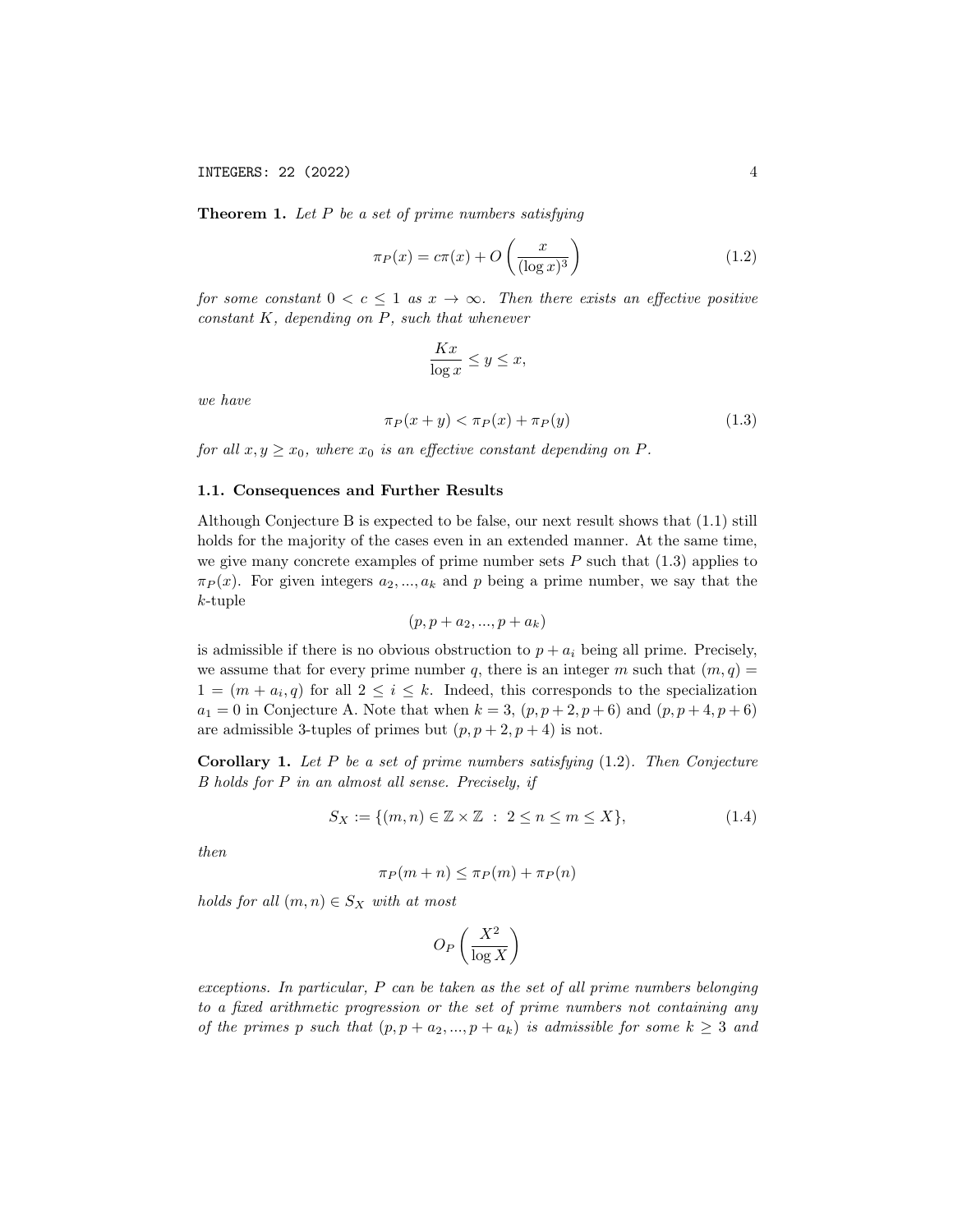**Theorem 1.** *Let $P$ be a set of prime numbers satisfying*

$$\pi_P(x) = c\pi(x) + O\left(\frac{x}{(\log x)^3}\right) \tag{1.2}$$

*for some constant $0 < c \leq 1$ as $x \to \infty$. Then there exists an effective positive constant $K$, depending on $P$, such that whenever*

$$\frac{Kx}{\log x} \leq y \leq x,$$

*we have*

$$\pi_P(x+y) < \pi_P(x) + \pi_P(y) \tag{1.3}$$

*for all $x, y \geq x_0$, where $x_0$ is an effective constant depending on $P$.*

### 1.1. Consequences and Further Results

Although Conjecture B is expected to be false, our next result shows that (1.1) still holds for the majority of the cases even in an extended manner. At the same time, we give many concrete examples of prime number sets $P$ such that (1.3) applies to $\pi_P(x)$. For given integers $a_2, ..., a_k$ and $p$ being a prime number, we say that the $k$-tuple

$$(p, p + a_2, ..., p + a_k)$$

is admissible if there is no obvious obstruction to $p + a_i$ being all prime. Precisely, we assume that for every prime number $q$, there is an integer $m$ such that $(m, q) = 1 = (m + a_i, q)$ for all $2 \leq i \leq k$. Indeed, this corresponds to the specialization $a_1 = 0$ in Conjecture A. Note that when $k = 3$, $(p, p+2, p+6)$ and $(p, p+4, p+6)$ are admissible 3-tuples of primes but $(p, p+2, p+4)$ is not.

**Corollary 1.** *Let $P$ be a set of prime numbers satisfying* (1.2)*. Then Conjecture B holds for $P$ in an almost all sense. Precisely, if*

$$S_X := \{(m, n) \in \mathbb{Z} \times \mathbb{Z} \ : \ 2 \leq n \leq m \leq X\}, \tag{1.4}$$

*then*

$$\pi_P(m+n) \leq \pi_P(m) + \pi_P(n)$$

*holds for all $(m, n) \in S_X$ with at most*

$$O_P\left(\frac{X^2}{\log X}\right)$$

*exceptions. In particular, $P$ can be taken as the set of all prime numbers belonging to a fixed arithmetic progression or the set of prime numbers not containing any of the primes $p$ such that $(p, p + a_2, ..., p + a_k)$ is admissible for some $k \geq 3$ and*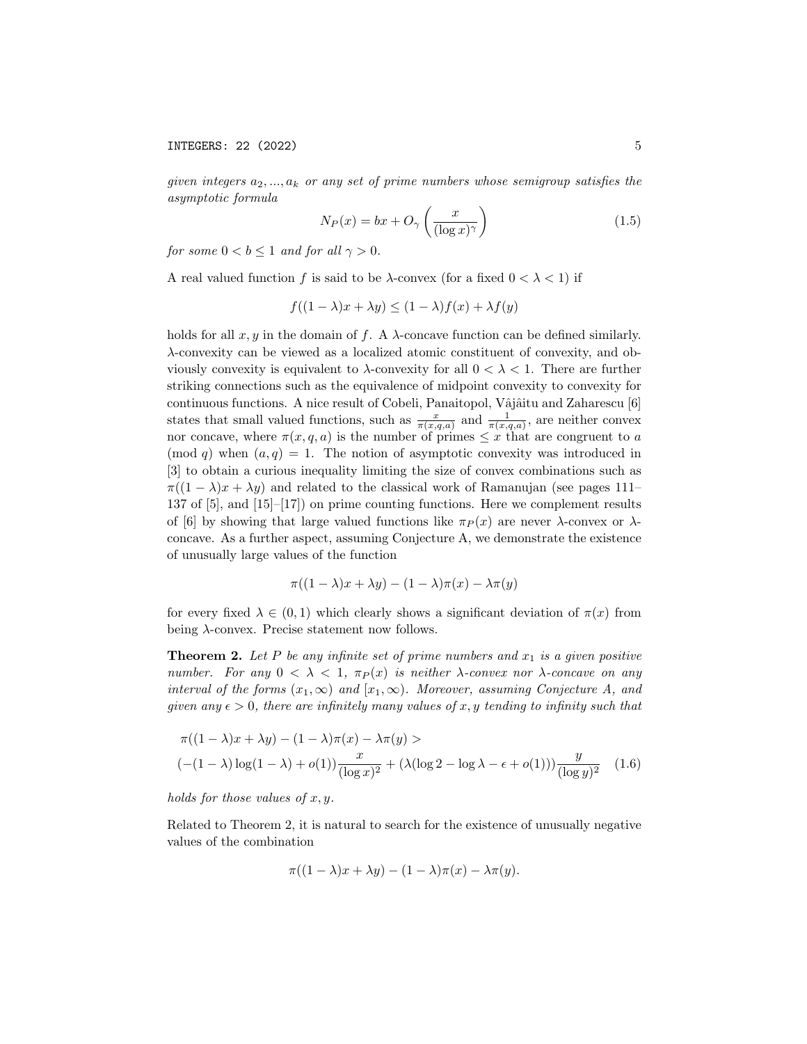*given integers $a_2, ..., a_k$ or any set of prime numbers whose semigroup satisfies the asymptotic formula*

$$N_P(x) = bx + O_\gamma\left(\frac{x}{(\log x)^\gamma}\right) \tag{1.5}$$

*for some $0 < b \leq 1$ and for all $\gamma > 0$.*

A real valued function $f$ is said to be $\lambda$-convex (for a fixed $0 < \lambda < 1$) if

$$f((1-\lambda)x + \lambda y) \leq (1-\lambda)f(x) + \lambda f(y)$$

holds for all $x, y$ in the domain of $f$. A $\lambda$-concave function can be defined similarly. $\lambda$-convexity can be viewed as a localized atomic constituent of convexity, and obviously convexity is equivalent to $\lambda$-convexity for all $0 < \lambda < 1$. There are further striking connections such as the equivalence of midpoint convexity to convexity for continuous functions. A nice result of Cobeli, Panaitopol, Vâjâitu and Zaharescu [6] states that small valued functions, such as $\frac{x}{\pi(x,q,a)}$ and $\frac{1}{\pi(x,q,a)}$, are neither convex nor concave, where $\pi(x, q, a)$ is the number of primes $\leq x$ that are congruent to $a$ (mod $q$) when $(a, q) = 1$. The notion of asymptotic convexity was introduced in [3] to obtain a curious inequality limiting the size of convex combinations such as $\pi((1-\lambda)x + \lambda y)$ and related to the classical work of Ramanujan (see pages 111–137 of [5], and [15]–[17]) on prime counting functions. Here we complement results of [6] by showing that large valued functions like $\pi_P(x)$ are never $\lambda$-convex or $\lambda$-concave. As a further aspect, assuming Conjecture A, we demonstrate the existence of unusually large values of the function

$$\pi((1-\lambda)x + \lambda y) - (1-\lambda)\pi(x) - \lambda\pi(y)$$

for every fixed $\lambda \in (0, 1)$ which clearly shows a significant deviation of $\pi(x)$ from being $\lambda$-convex. Precise statement now follows.

**Theorem 2.** *Let $P$ be any infinite set of prime numbers and $x_1$ is a given positive number. For any $0 < \lambda < 1$, $\pi_P(x)$ is neither $\lambda$-convex nor $\lambda$-concave on any interval of the forms $(x_1, \infty)$ and $[x_1, \infty)$. Moreover, assuming Conjecture A, and given any $\epsilon > 0$, there are infinitely many values of $x, y$ tending to infinity such that*

$$\begin{aligned} &\pi((1-\lambda)x + \lambda y) - (1-\lambda)\pi(x) - \lambda\pi(y) > \\ &(-(1-\lambda)\log(1-\lambda) + o(1))\frac{x}{(\log x)^2} + (\lambda(\log 2 - \log\lambda - \epsilon + o(1)))\frac{y}{(\log y)^2} \end{aligned} \tag{1.6}$$

*holds for those values of $x, y$.*

Related to Theorem 2, it is natural to search for the existence of unusually negative values of the combination

$$\pi((1-\lambda)x + \lambda y) - (1-\lambda)\pi(x) - \lambda\pi(y).$$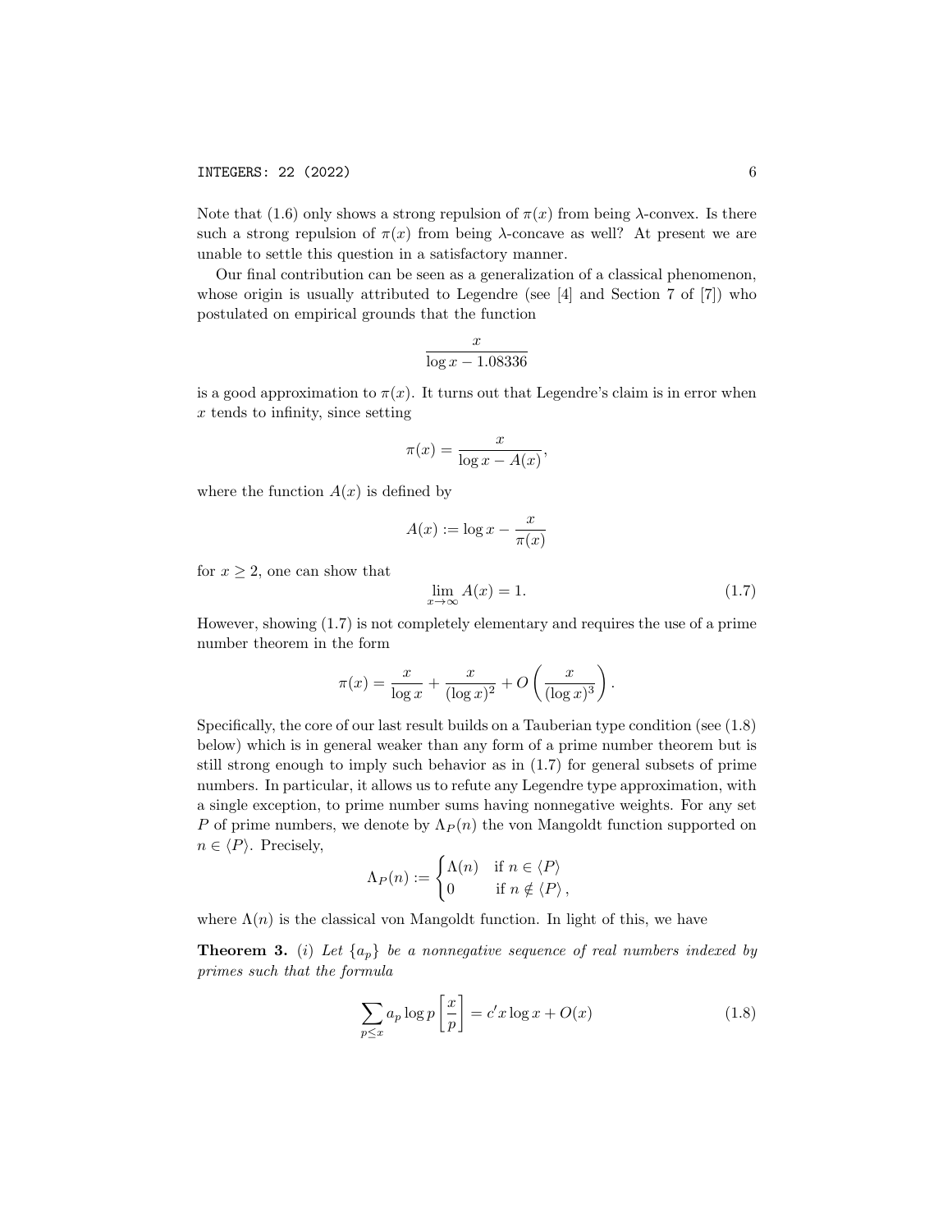Note that (1.6) only shows a strong repulsion of $\pi(x)$ from being $\lambda$-convex. Is there such a strong repulsion of $\pi(x)$ from being $\lambda$-concave as well? At present we are unable to settle this question in a satisfactory manner.

Our final contribution can be seen as a generalization of a classical phenomenon, whose origin is usually attributed to Legendre (see [4] and Section 7 of [7]) who postulated on empirical grounds that the function

$$\frac{x}{\log x - 1.08336}$$

is a good approximation to $\pi(x)$. It turns out that Legendre's claim is in error when $x$ tends to infinity, since setting

$$\pi(x) = \frac{x}{\log x - A(x)},$$

where the function $A(x)$ is defined by

$$A(x) := \log x - \frac{x}{\pi(x)}$$

for $x \geq 2$, one can show that

$$\lim_{x\to\infty} A(x) = 1. \tag{1.7}$$

However, showing (1.7) is not completely elementary and requires the use of a prime number theorem in the form

$$\pi(x) = \frac{x}{\log x} + \frac{x}{(\log x)^2} + O\left(\frac{x}{(\log x)^3}\right).$$

Specifically, the core of our last result builds on a Tauberian type condition (see (1.8) below) which is in general weaker than any form of a prime number theorem but is still strong enough to imply such behavior as in (1.7) for general subsets of prime numbers. In particular, it allows us to refute any Legendre type approximation, with a single exception, to prime number sums having nonnegative weights. For any set $P$ of prime numbers, we denote by $\Lambda_P(n)$ the von Mangoldt function supported on $n \in \langle P \rangle$. Precisely,

$$\Lambda_P(n) := \begin{cases} \Lambda(n) & \text{if } n \in \langle P \rangle \\ 0 & \text{if } n \notin \langle P \rangle, \end{cases}$$

where $\Lambda(n)$ is the classical von Mangoldt function. In light of this, we have

**Theorem 3.** *(i) Let $\{a_p\}$ be a nonnegative sequence of real numbers indexed by primes such that the formula*

$$\sum_{p\leq x} a_p \log p \left[\frac{x}{p}\right] = c' x \log x + O(x) \tag{1.8}$$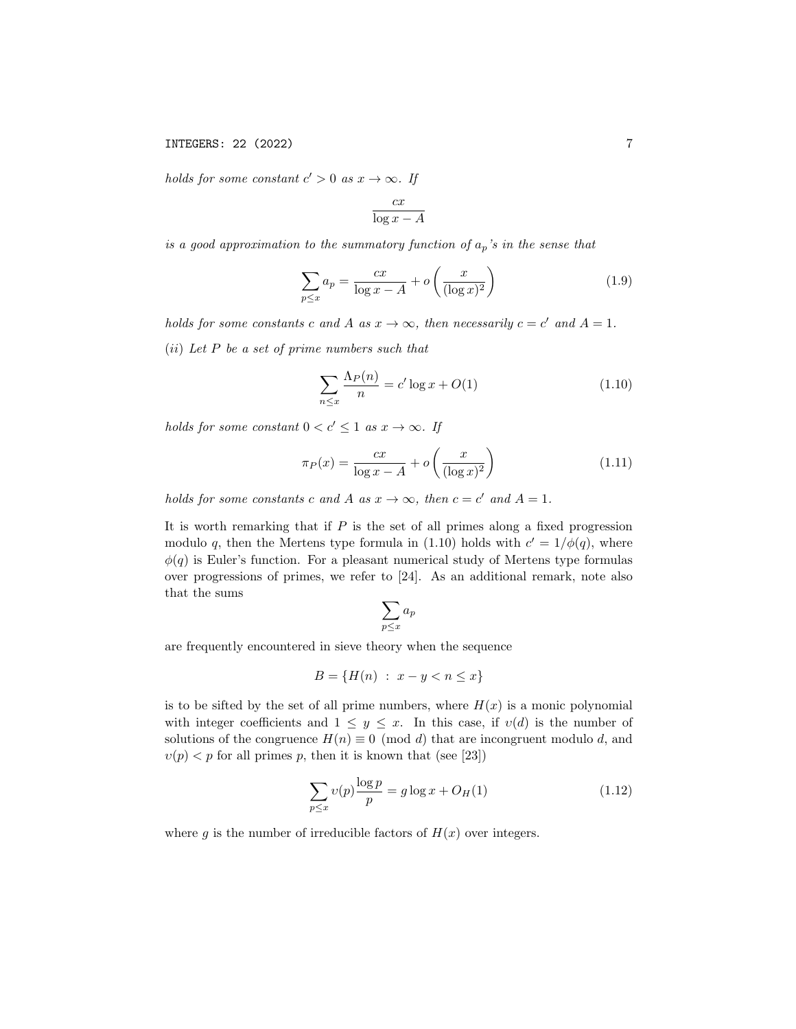*holds for some constant $c' > 0$ as $x \to \infty$. If*

$$\frac{cx}{\log x - A}$$

*is a good approximation to the summatory function of $a_p$'s in the sense that*

$$\sum_{p \le x} a_p = \frac{cx}{\log x - A} + o\left(\frac{x}{(\log x)^2}\right) \tag{1.9}$$

*holds for some constants $c$ and $A$ as $x \to \infty$, then necessarily $c = c'$ and $A = 1$.*

*(ii) Let $P$ be a set of prime numbers such that*

$$\sum_{n \le x} \frac{\Lambda_P(n)}{n} = c' \log x + O(1) \tag{1.10}$$

*holds for some constant $0 < c' \le 1$ as $x \to \infty$. If*

$$\pi_P(x) = \frac{cx}{\log x - A} + o\left(\frac{x}{(\log x)^2}\right) \tag{1.11}$$

*holds for some constants $c$ and $A$ as $x \to \infty$, then $c = c'$ and $A = 1$.*

It is worth remarking that if $P$ is the set of all primes along a fixed progression modulo $q$, then the Mertens type formula in (1.10) holds with $c' = 1/\phi(q)$, where $\phi(q)$ is Euler's function. For a pleasant numerical study of Mertens type formulas over progressions of primes, we refer to [24]. As an additional remark, note also that the sums

$$\sum_{p \le x} a_p$$

are frequently encountered in sieve theory when the sequence

$$B = \{H(n) \; : \; x - y < n \le x\}$$

is to be sifted by the set of all prime numbers, where $H(x)$ is a monic polynomial with integer coefficients and $1 \le y \le x$. In this case, if $\upsilon(d)$ is the number of solutions of the congruence $H(n) \equiv 0 \pmod{d}$ that are incongruent modulo $d$, and $\upsilon(p) < p$ for all primes $p$, then it is known that (see [23])

$$\sum_{p \le x} \upsilon(p) \frac{\log p}{p} = g \log x + O_H(1) \tag{1.12}$$

where $g$ is the number of irreducible factors of $H(x)$ over integers.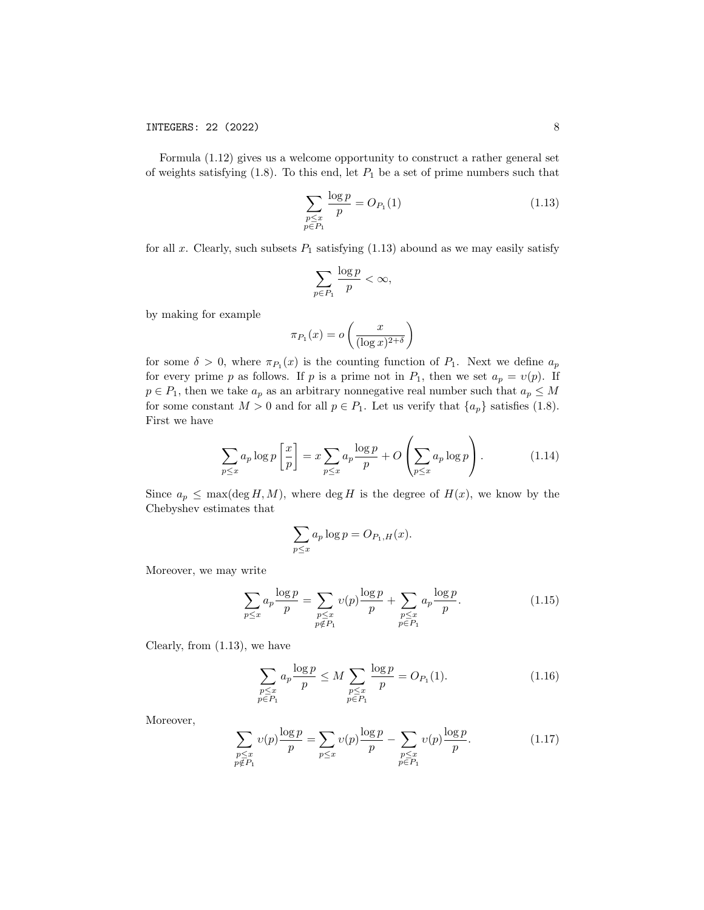Formula (1.12) gives us a welcome opportunity to construct a rather general set of weights satisfying (1.8). To this end, let $P_1$ be a set of prime numbers such that

$$\sum_{\substack{p\le x\\ p\in P_1}} \frac{\log p}{p} = O_{P_1}(1) \tag{1.13}$$

for all $x$. Clearly, such subsets $P_1$ satisfying (1.13) abound as we may easily satisfy

$$\sum_{p\in P_1} \frac{\log p}{p} < \infty,$$

by making for example

$$\pi_{P_1}(x) = o\left(\frac{x}{(\log x)^{2+\delta}}\right)$$

for some $\delta > 0$, where $\pi_{P_1}(x)$ is the counting function of $P_1$. Next we define $a_p$ for every prime $p$ as follows. If $p$ is a prime not in $P_1$, then we set $a_p = \upsilon(p)$. If $p \in P_1$, then we take $a_p$ as an arbitrary nonnegative real number such that $a_p \le M$ for some constant $M > 0$ and for all $p \in P_1$. Let us verify that $\{a_p\}$ satisfies (1.8). First we have

$$\sum_{p\le x} a_p \log p \left[\frac{x}{p}\right] = x\sum_{p\le x} a_p \frac{\log p}{p} + O\left(\sum_{p\le x} a_p \log p\right). \tag{1.14}$$

Since $a_p \le \max(\deg H, M)$, where $\deg H$ is the degree of $H(x)$, we know by the Chebyshev estimates that

$$\sum_{p\le x} a_p \log p = O_{P_1,H}(x).$$

Moreover, we may write

$$\sum_{p\le x} a_p \frac{\log p}{p} = \sum_{\substack{p\le x\\ p\notin P_1}} \upsilon(p)\frac{\log p}{p} + \sum_{\substack{p\le x\\ p\in P_1}} a_p \frac{\log p}{p}. \tag{1.15}$$

Clearly, from (1.13), we have

$$\sum_{\substack{p\le x\\ p\in P_1}} a_p \frac{\log p}{p} \le M \sum_{\substack{p\le x\\ p\in P_1}} \frac{\log p}{p} = O_{P_1}(1). \tag{1.16}$$

Moreover,

$$\sum_{\substack{p\le x\\ p\notin P_1}} \upsilon(p)\frac{\log p}{p} = \sum_{p\le x} \upsilon(p)\frac{\log p}{p} - \sum_{\substack{p\le x\\ p\in P_1}} \upsilon(p)\frac{\log p}{p}. \tag{1.17}$$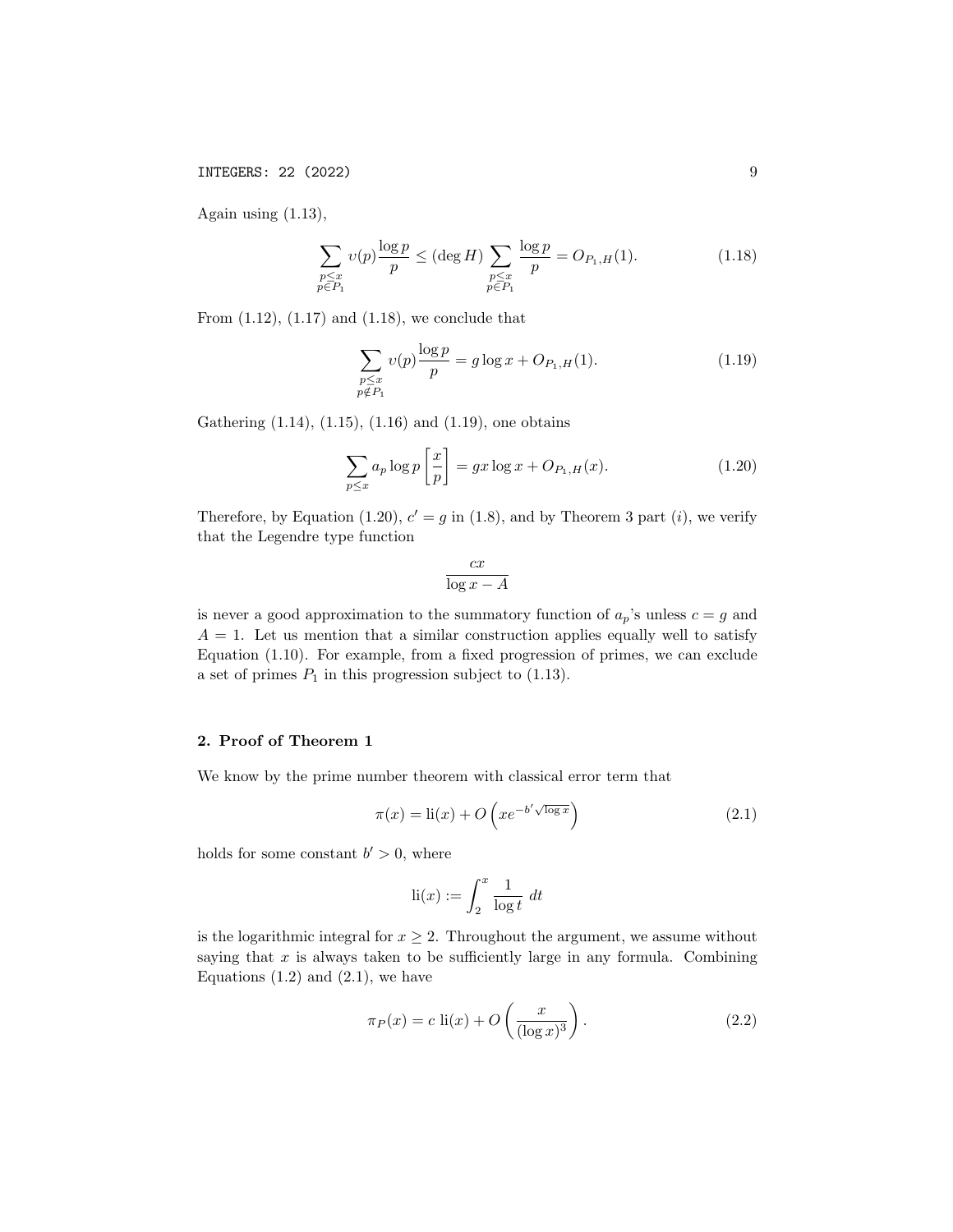Again using (1.13),

$$\sum_{\substack{p \leq x \\ p \in P_1}} \upsilon(p) \frac{\log p}{p} \leq (\deg H) \sum_{\substack{p \leq x \\ p \in P_1}} \frac{\log p}{p} = O_{P_1,H}(1). \tag{1.18}$$

From (1.12), (1.17) and (1.18), we conclude that

$$\sum_{\substack{p \leq x \\ p \notin P_1}} \upsilon(p) \frac{\log p}{p} = g \log x + O_{P_1,H}(1). \tag{1.19}$$

Gathering (1.14), (1.15), (1.16) and (1.19), one obtains

$$\sum_{p \leq x} a_p \log p \left[\frac{x}{p}\right] = gx \log x + O_{P_1,H}(x). \tag{1.20}$$

Therefore, by Equation (1.20), $c' = g$ in (1.8), and by Theorem 3 part $(i)$, we verify that the Legendre type function

$$\frac{cx}{\log x - A}$$

is never a good approximation to the summatory function of $a_p$'s unless $c = g$ and $A = 1$. Let us mention that a similar construction applies equally well to satisfy Equation (1.10). For example, from a fixed progression of primes, we can exclude a set of primes $P_1$ in this progression subject to (1.13).

## 2. Proof of Theorem 1

We know by the prime number theorem with classical error term that

$$\pi(x) = \mathrm{li}(x) + O\left(xe^{-b'\sqrt{\log x}}\right) \tag{2.1}$$

holds for some constant $b' > 0$, where

$$\mathrm{li}(x) := \int_2^x \frac{1}{\log t} \, dt$$

is the logarithmic integral for $x \geq 2$. Throughout the argument, we assume without saying that $x$ is always taken to be sufficiently large in any formula. Combining Equations (1.2) and (2.1), we have

$$\pi_P(x) = c \ \mathrm{li}(x) + O\left(\frac{x}{(\log x)^3}\right). \tag{2.2}$$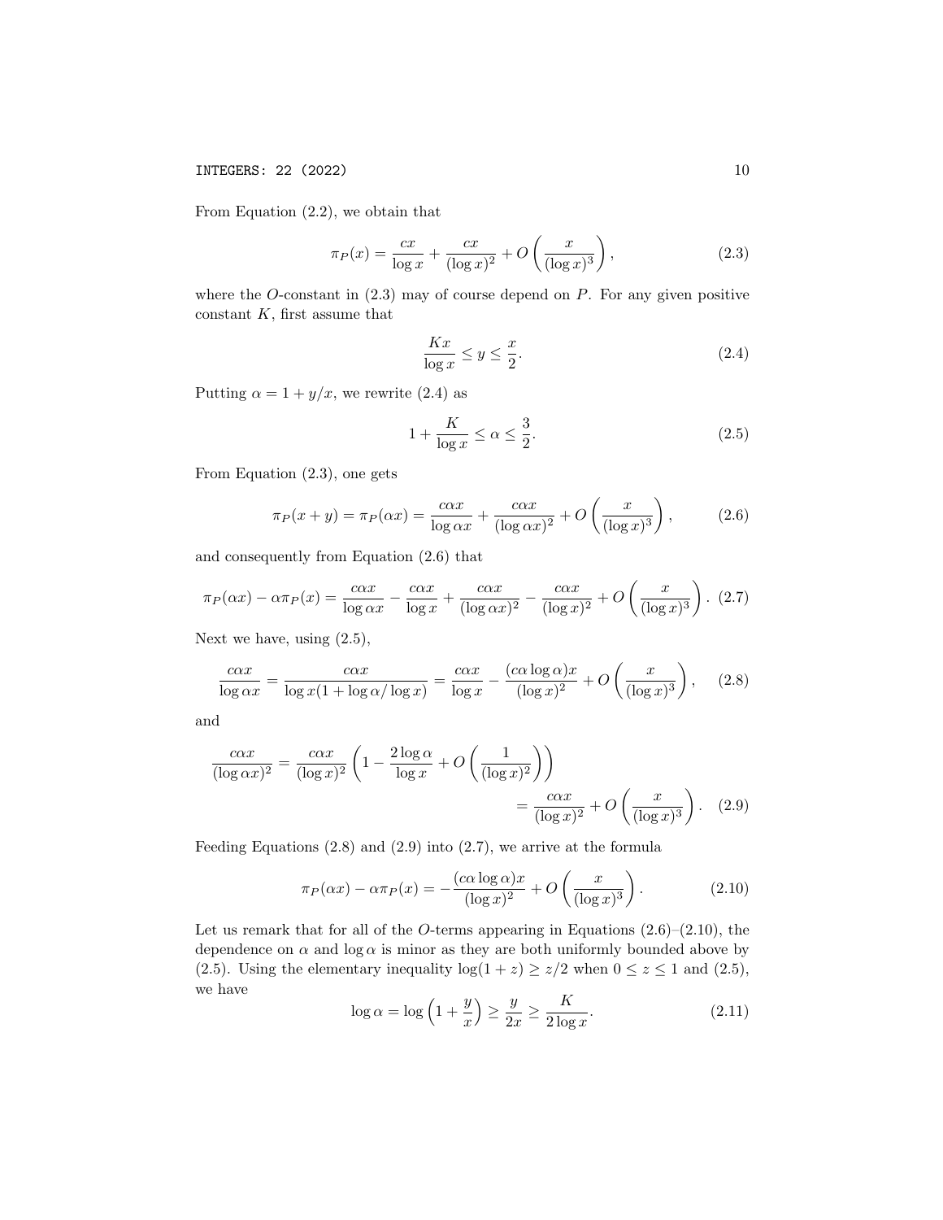From Equation (2.2), we obtain that

$$\pi_P(x) = \frac{cx}{\log x} + \frac{cx}{(\log x)^2} + O\left(\frac{x}{(\log x)^3}\right), \tag{2.3}$$

where the $O$-constant in (2.3) may of course depend on $P$. For any given positive constant $K$, first assume that

$$\frac{Kx}{\log x} \leq y \leq \frac{x}{2}. \tag{2.4}$$

Putting $\alpha = 1 + y/x$, we rewrite (2.4) as

$$1 + \frac{K}{\log x} \leq \alpha \leq \frac{3}{2}. \tag{2.5}$$

From Equation (2.3), one gets

$$\pi_P(x+y) = \pi_P(\alpha x) = \frac{c\alpha x}{\log \alpha x} + \frac{c\alpha x}{(\log \alpha x)^2} + O\left(\frac{x}{(\log x)^3}\right), \tag{2.6}$$

and consequently from Equation (2.6) that

$$\pi_P(\alpha x) - \alpha \pi_P(x) = \frac{c\alpha x}{\log \alpha x} - \frac{c\alpha x}{\log x} + \frac{c\alpha x}{(\log \alpha x)^2} - \frac{c\alpha x}{(\log x)^2} + O\left(\frac{x}{(\log x)^3}\right). \tag{2.7}$$

Next we have, using (2.5),

$$\frac{c\alpha x}{\log \alpha x} = \frac{c\alpha x}{\log x(1 + \log \alpha / \log x)} = \frac{c\alpha x}{\log x} - \frac{(c\alpha \log \alpha)x}{(\log x)^2} + O\left(\frac{x}{(\log x)^3}\right), \tag{2.8}$$

and

$$\begin{aligned}\frac{c\alpha x}{(\log \alpha x)^2} &= \frac{c\alpha x}{(\log x)^2}\left(1 - \frac{2\log \alpha}{\log x} + O\left(\frac{1}{(\log x)^2}\right)\right) \\ &= \frac{c\alpha x}{(\log x)^2} + O\left(\frac{x}{(\log x)^3}\right). \end{aligned} \tag{2.9}$$

Feeding Equations (2.8) and (2.9) into (2.7), we arrive at the formula

$$\pi_P(\alpha x) - \alpha \pi_P(x) = -\frac{(c\alpha \log \alpha)x}{(\log x)^2} + O\left(\frac{x}{(\log x)^3}\right). \tag{2.10}$$

Let us remark that for all of the $O$-terms appearing in Equations (2.6)–(2.10), the dependence on $\alpha$ and $\log \alpha$ is minor as they are both uniformly bounded above by (2.5). Using the elementary inequality $\log(1+z) \geq z/2$ when $0 \leq z \leq 1$ and (2.5), we have

$$\log \alpha = \log\left(1 + \frac{y}{x}\right) \geq \frac{y}{2x} \geq \frac{K}{2\log x}. \tag{2.11}$$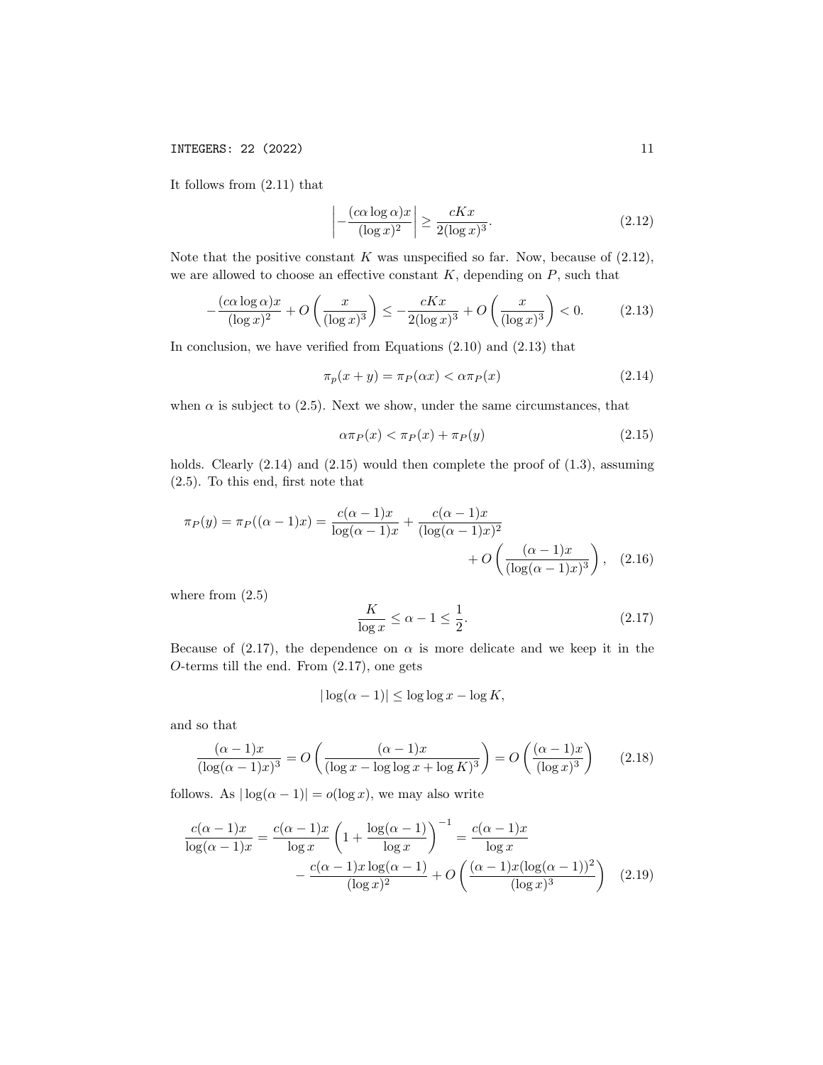It follows from (2.11) that

$$\left| -\frac{(c\alpha \log \alpha)x}{(\log x)^2} \right| \geq \frac{cKx}{2(\log x)^3}. \tag{2.12}$$

Note that the positive constant $K$ was unspecified so far. Now, because of (2.12), we are allowed to choose an effective constant $K$, depending on $P$, such that

$$-\frac{(c\alpha \log \alpha)x}{(\log x)^2} + O\left(\frac{x}{(\log x)^3}\right) \leq -\frac{cKx}{2(\log x)^3} + O\left(\frac{x}{(\log x)^3}\right) < 0. \tag{2.13}$$

In conclusion, we have verified from Equations (2.10) and (2.13) that

$$\pi_p(x+y) = \pi_P(\alpha x) < \alpha \pi_P(x) \tag{2.14}$$

when $\alpha$ is subject to (2.5). Next we show, under the same circumstances, that

$$\alpha \pi_P(x) < \pi_P(x) + \pi_P(y) \tag{2.15}$$

holds. Clearly (2.14) and (2.15) would then complete the proof of (1.3), assuming (2.5). To this end, first note that

$$\pi_P(y) = \pi_P((\alpha-1)x) = \frac{c(\alpha-1)x}{\log(\alpha-1)x} + \frac{c(\alpha-1)x}{(\log(\alpha-1)x)^2} + O\left(\frac{(\alpha-1)x}{(\log(\alpha-1)x)^3}\right), \tag{2.16}$$

where from (2.5)

$$\frac{K}{\log x} \leq \alpha - 1 \leq \frac{1}{2}. \tag{2.17}$$

Because of (2.17), the dependence on $\alpha$ is more delicate and we keep it in the $O$-terms till the end. From (2.17), one gets

$$|\log(\alpha-1)| \leq \log\log x - \log K,$$

and so that

$$\frac{(\alpha-1)x}{(\log(\alpha-1)x)^3} = O\left(\frac{(\alpha-1)x}{(\log x - \log\log x + \log K)^3}\right) = O\left(\frac{(\alpha-1)x}{(\log x)^3}\right) \tag{2.18}$$

follows. As $|\log(\alpha-1)| = o(\log x)$, we may also write

$$\frac{c(\alpha-1)x}{\log(\alpha-1)x} = \frac{c(\alpha-1)x}{\log x}\left(1 + \frac{\log(\alpha-1)}{\log x}\right)^{-1} = \frac{c(\alpha-1)x}{\log x} - \frac{c(\alpha-1)x\log(\alpha-1)}{(\log x)^2} + O\left(\frac{(\alpha-1)x(\log(\alpha-1))^2}{(\log x)^3}\right) \tag{2.19}$$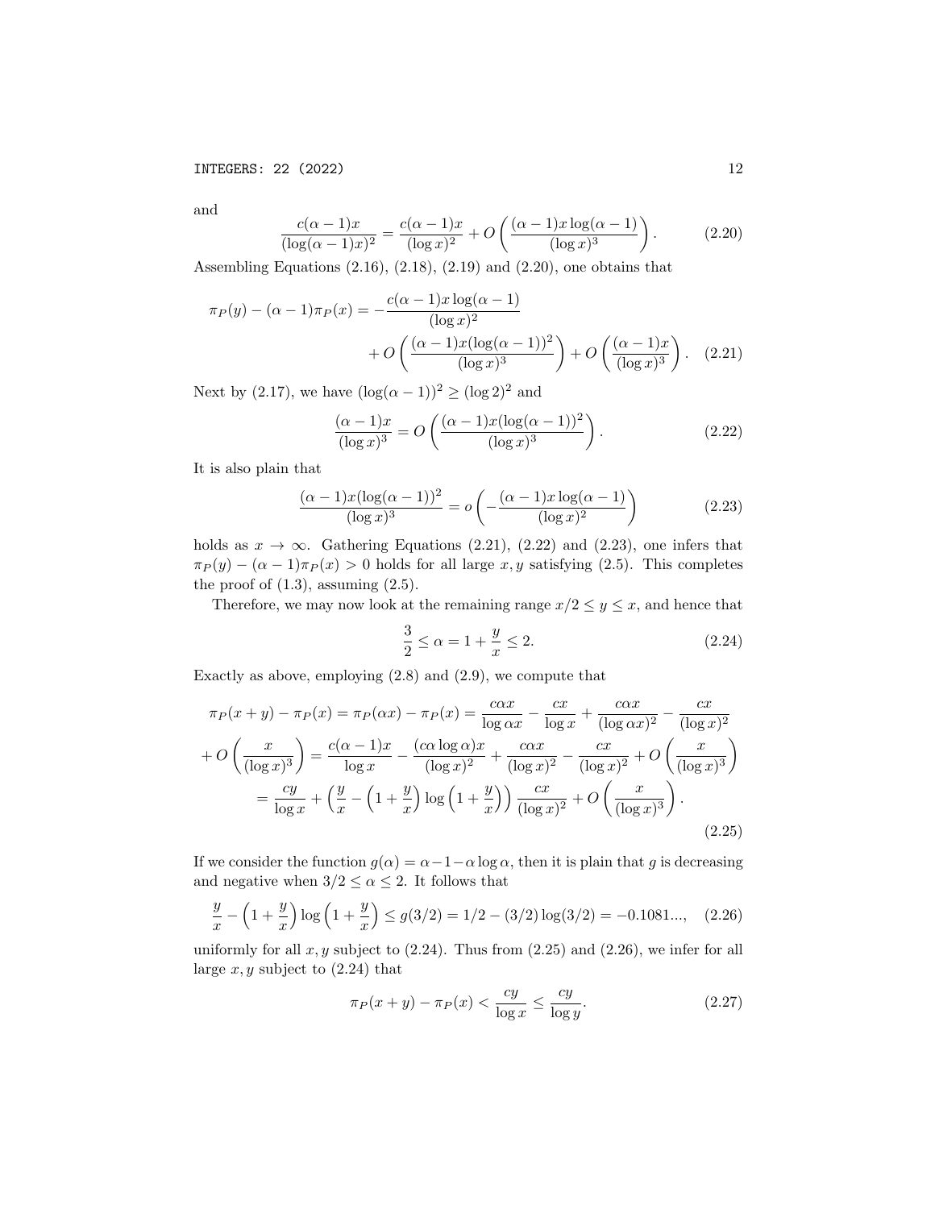and

$$\frac{c(\alpha-1)x}{(\log(\alpha-1)x)^2} = \frac{c(\alpha-1)x}{(\log x)^2} + O\left(\frac{(\alpha-1)x\log(\alpha-1)}{(\log x)^3}\right). \tag{2.20}$$

Assembling Equations (2.16), (2.18), (2.19) and (2.20), one obtains that

$$\pi_P(y) - (\alpha-1)\pi_P(x) = -\frac{c(\alpha-1)x\log(\alpha-1)}{(\log x)^2} + O\left(\frac{(\alpha-1)x(\log(\alpha-1))^2}{(\log x)^3}\right) + O\left(\frac{(\alpha-1)x}{(\log x)^3}\right). \tag{2.21}$$

Next by (2.17), we have $(\log(\alpha-1))^2 \geq (\log 2)^2$ and

$$\frac{(\alpha-1)x}{(\log x)^3} = O\left(\frac{(\alpha-1)x(\log(\alpha-1))^2}{(\log x)^3}\right). \tag{2.22}$$

It is also plain that

$$\frac{(\alpha-1)x(\log(\alpha-1))^2}{(\log x)^3} = o\left(-\frac{(\alpha-1)x\log(\alpha-1)}{(\log x)^2}\right) \tag{2.23}$$

holds as $x \to \infty$. Gathering Equations (2.21), (2.22) and (2.23), one infers that $\pi_P(y) - (\alpha-1)\pi_P(x) > 0$ holds for all large $x, y$ satisfying (2.5). This completes the proof of (1.3), assuming (2.5).

Therefore, we may now look at the remaining range $x/2 \leq y \leq x$, and hence that

$$\frac{3}{2} \leq \alpha = 1 + \frac{y}{x} \leq 2. \tag{2.24}$$

Exactly as above, employing (2.8) and (2.9), we compute that

$$\begin{aligned}
\pi_P(x+y) - \pi_P(x) &= \pi_P(\alpha x) - \pi_P(x) = \frac{c\alpha x}{\log \alpha x} - \frac{cx}{\log x} + \frac{c\alpha x}{(\log \alpha x)^2} - \frac{cx}{(\log x)^2} \\
+ O\left(\frac{x}{(\log x)^3}\right) &= \frac{c(\alpha-1)x}{\log x} - \frac{(c\alpha\log\alpha)x}{(\log x)^2} + \frac{c\alpha x}{(\log x)^2} - \frac{cx}{(\log x)^2} + O\left(\frac{x}{(\log x)^3}\right) \\
&= \frac{cy}{\log x} + \left(\frac{y}{x} - \left(1+\frac{y}{x}\right)\log\left(1+\frac{y}{x}\right)\right)\frac{cx}{(\log x)^2} + O\left(\frac{x}{(\log x)^3}\right).
\end{aligned} \tag{2.25}$$

If we consider the function $g(\alpha) = \alpha - 1 - \alpha\log\alpha$, then it is plain that $g$ is decreasing and negative when $3/2 \leq \alpha \leq 2$. It follows that

$$\frac{y}{x} - \left(1+\frac{y}{x}\right)\log\left(1+\frac{y}{x}\right) \leq g(3/2) = 1/2 - (3/2)\log(3/2) = -0.1081..., \tag{2.26}$$

uniformly for all $x, y$ subject to (2.24). Thus from (2.25) and (2.26), we infer for all large $x, y$ subject to (2.24) that

$$\pi_P(x+y) - \pi_P(x) < \frac{cy}{\log x} \leq \frac{cy}{\log y}. \tag{2.27}$$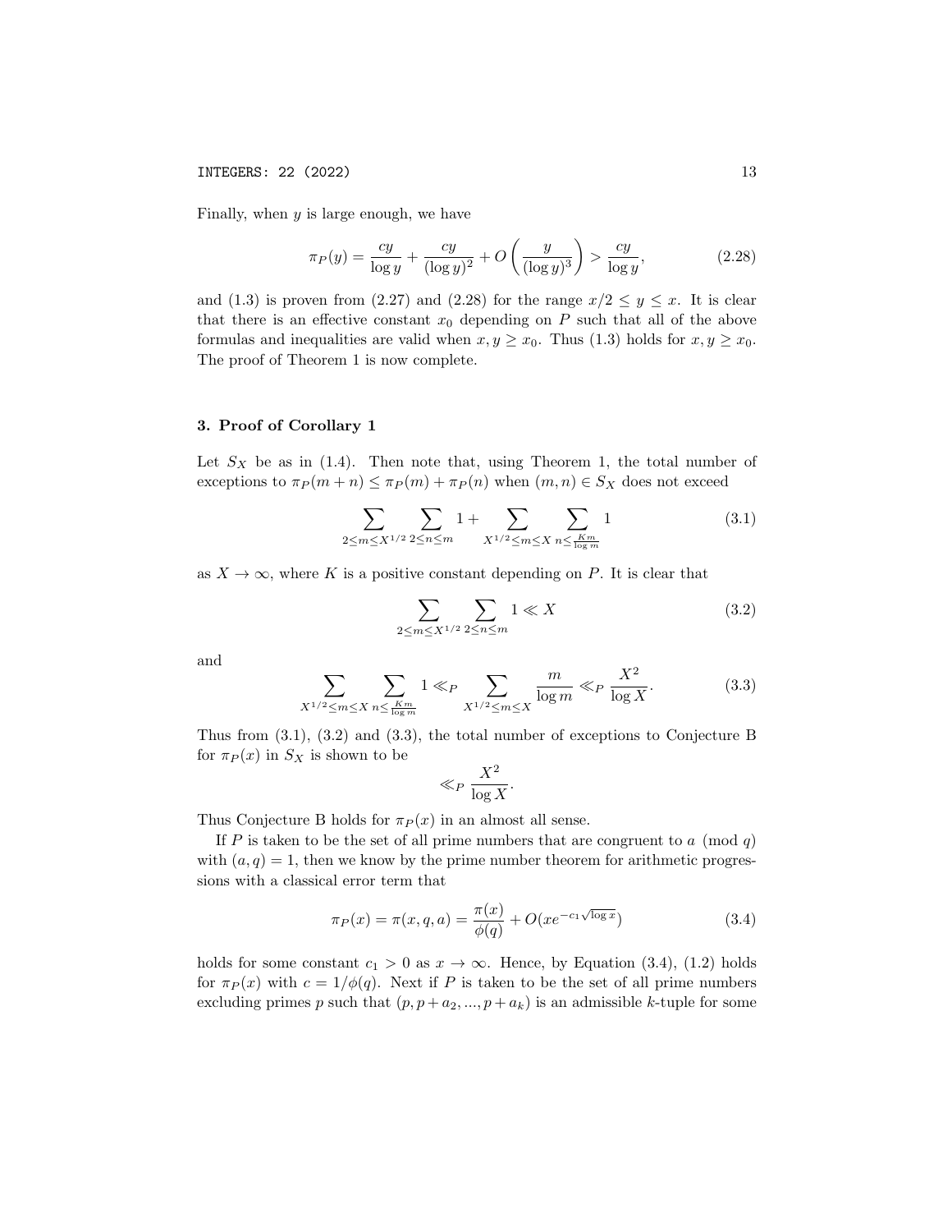Finally, when $y$ is large enough, we have

$$\pi_P(y) = \frac{cy}{\log y} + \frac{cy}{(\log y)^2} + O\left(\frac{y}{(\log y)^3}\right) > \frac{cy}{\log y}, \tag{2.28}$$

and (1.3) is proven from (2.27) and (2.28) for the range $x/2 \le y \le x$. It is clear that there is an effective constant $x_0$ depending on $P$ such that all of the above formulas and inequalities are valid when $x, y \ge x_0$. Thus (1.3) holds for $x, y \ge x_0$. The proof of Theorem 1 is now complete.

## 3. Proof of Corollary 1

Let $S_X$ be as in (1.4). Then note that, using Theorem 1, the total number of exceptions to $\pi_P(m+n) \le \pi_P(m) + \pi_P(n)$ when $(m, n) \in S_X$ does not exceed

$$\sum_{2 \le m \le X^{1/2}} \sum_{2 \le n \le m} 1 + \sum_{X^{1/2} \le m \le X} \sum_{n \le \frac{Km}{\log m}} 1 \tag{3.1}$$

as $X \to \infty$, where $K$ is a positive constant depending on $P$. It is clear that

$$\sum_{2 \le m \le X^{1/2}} \sum_{2 \le n \le m} 1 \ll X \tag{3.2}$$

and

$$\sum_{X^{1/2} \le m \le X} \sum_{n \le \frac{Km}{\log m}} 1 \ll_P \sum_{X^{1/2} \le m \le X} \frac{m}{\log m} \ll_P \frac{X^2}{\log X}. \tag{3.3}$$

Thus from (3.1), (3.2) and (3.3), the total number of exceptions to Conjecture B for $\pi_P(x)$ in $S_X$ is shown to be

$$\ll_P \frac{X^2}{\log X}.$$

Thus Conjecture B holds for $\pi_P(x)$ in an almost all sense.

If $P$ is taken to be the set of all prime numbers that are congruent to $a \pmod q$ with $(a, q) = 1$, then we know by the prime number theorem for arithmetic progressions with a classical error term that

$$\pi_P(x) = \pi(x, q, a) = \frac{\pi(x)}{\phi(q)} + O(xe^{-c_1\sqrt{\log x}}) \tag{3.4}$$

holds for some constant $c_1 > 0$ as $x \to \infty$. Hence, by Equation (3.4), (1.2) holds for $\pi_P(x)$ with $c = 1/\phi(q)$. Next if $P$ is taken to be the set of all prime numbers excluding primes $p$ such that $(p, p + a_2, ..., p + a_k)$ is an admissible $k$-tuple for some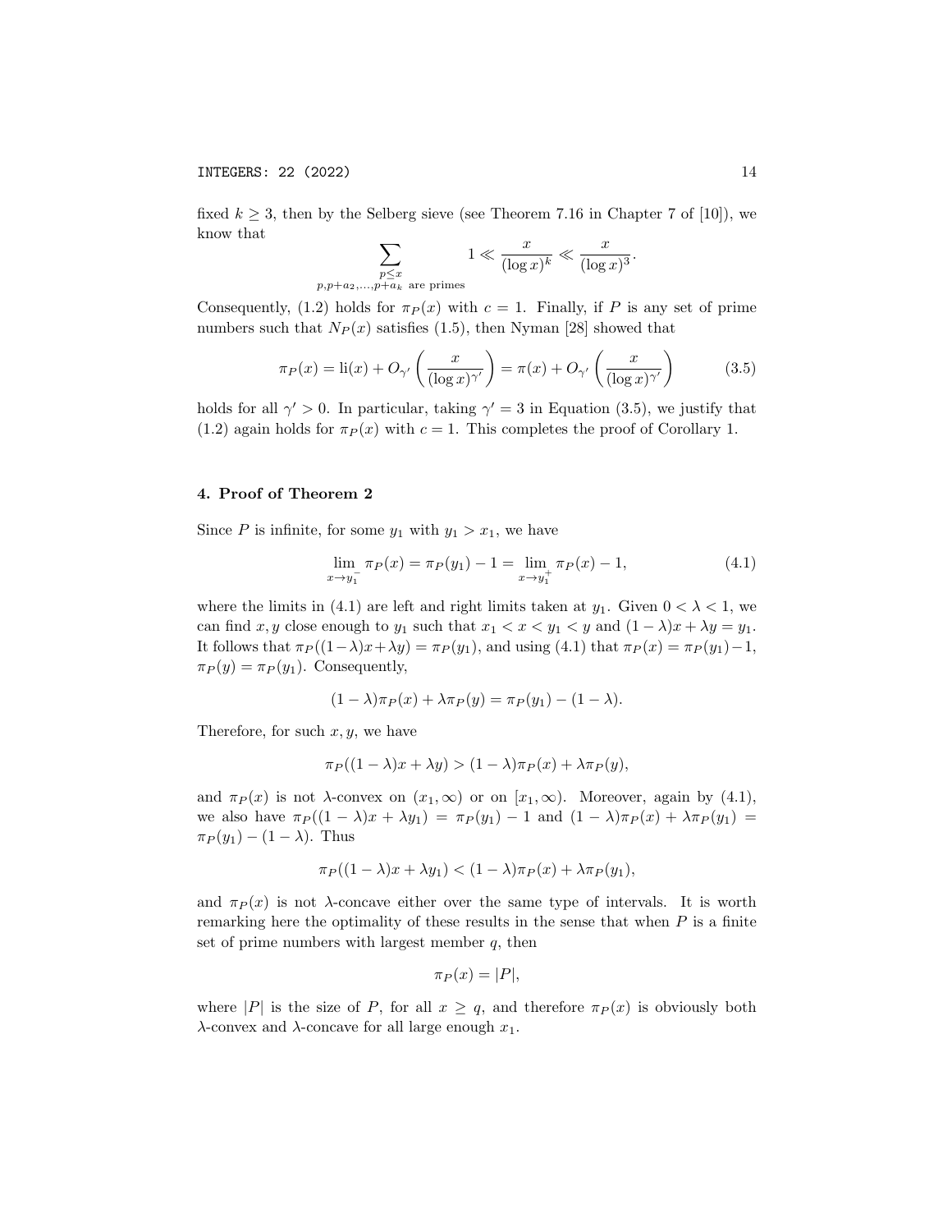fixed $k \geq 3$, then by the Selberg sieve (see Theorem 7.16 in Chapter 7 of [10]), we know that

$$\sum_{\substack{p \leq x \\ p, p+a_2, \ldots, p+a_k \text{ are primes}}} 1 \ll \frac{x}{(\log x)^k} \ll \frac{x}{(\log x)^3}.$$

Consequently, (1.2) holds for $\pi_P(x)$ with $c = 1$. Finally, if $P$ is any set of prime numbers such that $N_P(x)$ satisfies (1.5), then Nyman [28] showed that

$$\pi_P(x) = \mathrm{li}(x) + O_{\gamma'}\left(\frac{x}{(\log x)^{\gamma'}}\right) = \pi(x) + O_{\gamma'}\left(\frac{x}{(\log x)^{\gamma'}}\right) \tag{3.5}$$

holds for all $\gamma' > 0$. In particular, taking $\gamma' = 3$ in Equation (3.5), we justify that (1.2) again holds for $\pi_P(x)$ with $c = 1$. This completes the proof of Corollary 1.

## 4. Proof of Theorem 2

Since $P$ is infinite, for some $y_1$ with $y_1 > x_1$, we have

$$\lim_{x \to y_1^-} \pi_P(x) = \pi_P(y_1) - 1 = \lim_{x \to y_1^+} \pi_P(x) - 1, \tag{4.1}$$

where the limits in (4.1) are left and right limits taken at $y_1$. Given $0 < \lambda < 1$, we can find $x, y$ close enough to $y_1$ such that $x_1 < x < y_1 < y$ and $(1-\lambda)x + \lambda y = y_1$. It follows that $\pi_P((1-\lambda)x+\lambda y) = \pi_P(y_1)$, and using (4.1) that $\pi_P(x) = \pi_P(y_1) - 1$, $\pi_P(y) = \pi_P(y_1)$. Consequently,

$$(1-\lambda)\pi_P(x) + \lambda\pi_P(y) = \pi_P(y_1) - (1-\lambda).$$

Therefore, for such $x, y$, we have

$$\pi_P((1-\lambda)x + \lambda y) > (1-\lambda)\pi_P(x) + \lambda\pi_P(y),$$

and $\pi_P(x)$ is not $\lambda$-convex on $(x_1, \infty)$ or on $[x_1, \infty)$. Moreover, again by (4.1), we also have $\pi_P((1-\lambda)x + \lambda y_1) = \pi_P(y_1) - 1$ and $(1-\lambda)\pi_P(x) + \lambda\pi_P(y_1) = \pi_P(y_1) - (1-\lambda)$. Thus

$$\pi_P((1-\lambda)x + \lambda y_1) < (1-\lambda)\pi_P(x) + \lambda\pi_P(y_1),$$

and $\pi_P(x)$ is not $\lambda$-concave either over the same type of intervals. It is worth remarking here the optimality of these results in the sense that when $P$ is a finite set of prime numbers with largest member $q$, then

$$\pi_P(x) = |P|,$$

where $|P|$ is the size of $P$, for all $x \geq q$, and therefore $\pi_P(x)$ is obviously both $\lambda$-convex and $\lambda$-concave for all large enough $x_1$.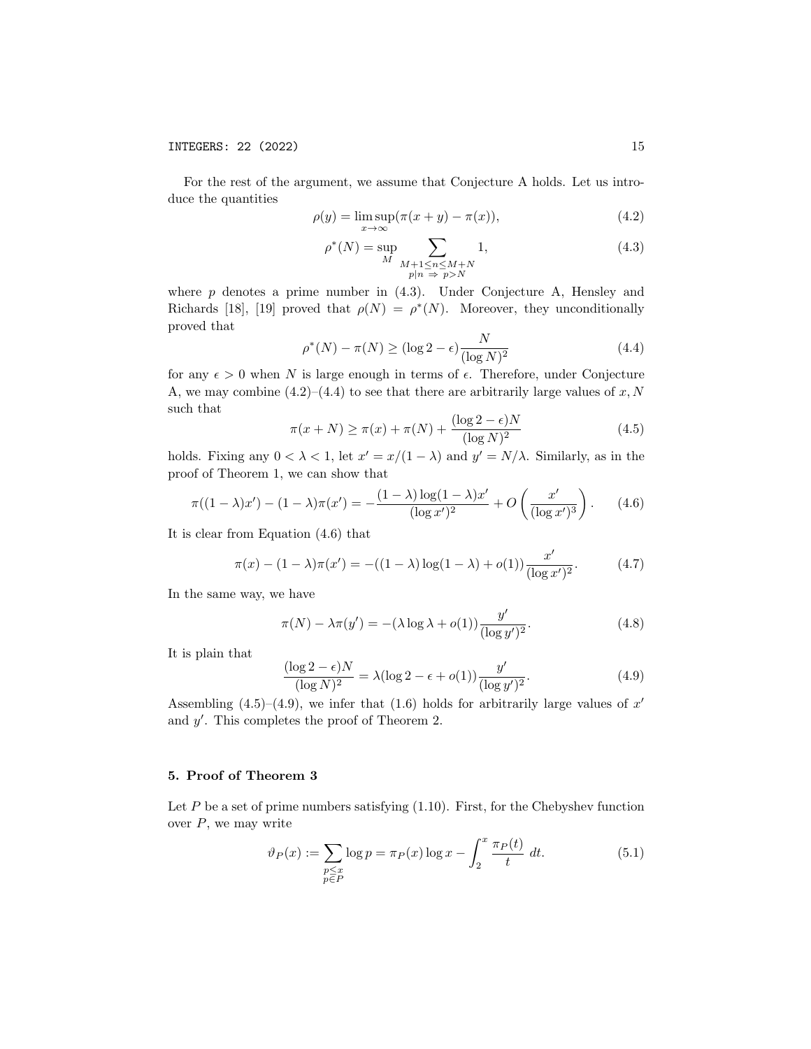For the rest of the argument, we assume that Conjecture A holds. Let us introduce the quantities

$$\rho(y) = \limsup_{x\to\infty}(\pi(x+y) - \pi(x)), \tag{4.2}$$

$$\rho^*(N) = \sup_{M} \sum_{\substack{M+1\le n\le M+N \\ p|n \ \Rightarrow \ p>N}} 1, \tag{4.3}$$

where $p$ denotes a prime number in (4.3). Under Conjecture A, Hensley and Richards [18], [19] proved that $\rho(N) = \rho^*(N)$. Moreover, they unconditionally proved that

$$\rho^*(N) - \pi(N) \ge (\log 2 - \epsilon)\frac{N}{(\log N)^2} \tag{4.4}$$

for any $\epsilon > 0$ when $N$ is large enough in terms of $\epsilon$. Therefore, under Conjecture A, we may combine (4.2)–(4.4) to see that there are arbitrarily large values of $x, N$ such that

$$\pi(x+N) \ge \pi(x) + \pi(N) + \frac{(\log 2 - \epsilon)N}{(\log N)^2} \tag{4.5}$$

holds. Fixing any $0 < \lambda < 1$, let $x' = x/(1-\lambda)$ and $y' = N/\lambda$. Similarly, as in the proof of Theorem 1, we can show that

$$\pi((1-\lambda)x') - (1-\lambda)\pi(x') = -\frac{(1-\lambda)\log(1-\lambda)x'}{(\log x')^2} + O\left(\frac{x'}{(\log x')^3}\right). \tag{4.6}$$

It is clear from Equation (4.6) that

$$\pi(x) - (1-\lambda)\pi(x') = -((1-\lambda)\log(1-\lambda) + o(1))\frac{x'}{(\log x')^2}. \tag{4.7}$$

In the same way, we have

$$\pi(N) - \lambda\pi(y') = -(\lambda\log\lambda + o(1))\frac{y'}{(\log y')^2}. \tag{4.8}$$

It is plain that

$$\frac{(\log 2 - \epsilon)N}{(\log N)^2} = \lambda(\log 2 - \epsilon + o(1))\frac{y'}{(\log y')^2}. \tag{4.9}$$

Assembling (4.5)–(4.9), we infer that (1.6) holds for arbitrarily large values of $x'$ and $y'$. This completes the proof of Theorem 2.

## 5. Proof of Theorem 3

Let $P$ be a set of prime numbers satisfying (1.10). First, for the Chebyshev function over $P$, we may write

$$\vartheta_P(x) := \sum_{\substack{p\le x \\ p\in P}} \log p = \pi_P(x)\log x - \int_2^x \frac{\pi_P(t)}{t}\, dt. \tag{5.1}$$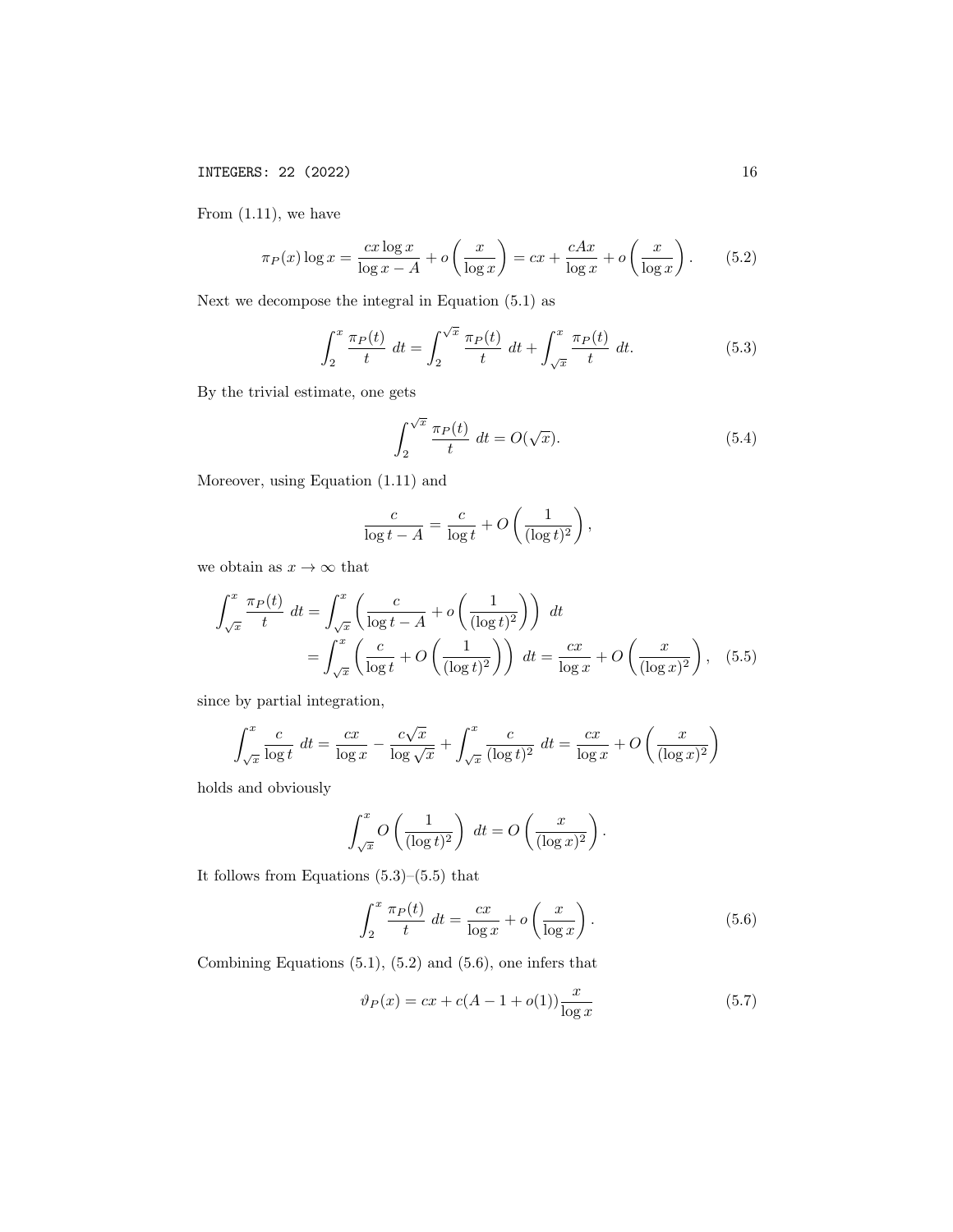From (1.11), we have

$$\pi_P(x)\log x = \frac{cx\log x}{\log x - A} + o\left(\frac{x}{\log x}\right) = cx + \frac{cAx}{\log x} + o\left(\frac{x}{\log x}\right). \tag{5.2}$$

Next we decompose the integral in Equation (5.1) as

$$\int_2^x \frac{\pi_P(t)}{t}\ dt = \int_2^{\sqrt{x}} \frac{\pi_P(t)}{t}\ dt + \int_{\sqrt{x}}^x \frac{\pi_P(t)}{t}\ dt. \tag{5.3}$$

By the trivial estimate, one gets

$$\int_2^{\sqrt{x}} \frac{\pi_P(t)}{t}\ dt = O(\sqrt{x}). \tag{5.4}$$

Moreover, using Equation (1.11) and

$$\frac{c}{\log t - A} = \frac{c}{\log t} + O\left(\frac{1}{(\log t)^2}\right),$$

we obtain as $x \to \infty$ that

$$\begin{aligned}\int_{\sqrt{x}}^x \frac{\pi_P(t)}{t}\ dt &= \int_{\sqrt{x}}^x \left(\frac{c}{\log t - A} + o\left(\frac{1}{(\log t)^2}\right)\right)\ dt \\ &= \int_{\sqrt{x}}^x \left(\frac{c}{\log t} + O\left(\frac{1}{(\log t)^2}\right)\right)\ dt = \frac{cx}{\log x} + O\left(\frac{x}{(\log x)^2}\right),\end{aligned} \tag{5.5}$$

since by partial integration,

$$\int_{\sqrt{x}}^x \frac{c}{\log t}\ dt = \frac{cx}{\log x} - \frac{c\sqrt{x}}{\log\sqrt{x}} + \int_{\sqrt{x}}^x \frac{c}{(\log t)^2}\ dt = \frac{cx}{\log x} + O\left(\frac{x}{(\log x)^2}\right)$$

holds and obviously

$$\int_{\sqrt{x}}^x O\left(\frac{1}{(\log t)^2}\right)\ dt = O\left(\frac{x}{(\log x)^2}\right).$$

It follows from Equations (5.3)–(5.5) that

$$\int_2^x \frac{\pi_P(t)}{t}\ dt = \frac{cx}{\log x} + o\left(\frac{x}{\log x}\right). \tag{5.6}$$

Combining Equations (5.1), (5.2) and (5.6), one infers that

$$\vartheta_P(x) = cx + c(A - 1 + o(1))\frac{x}{\log x} \tag{5.7}$$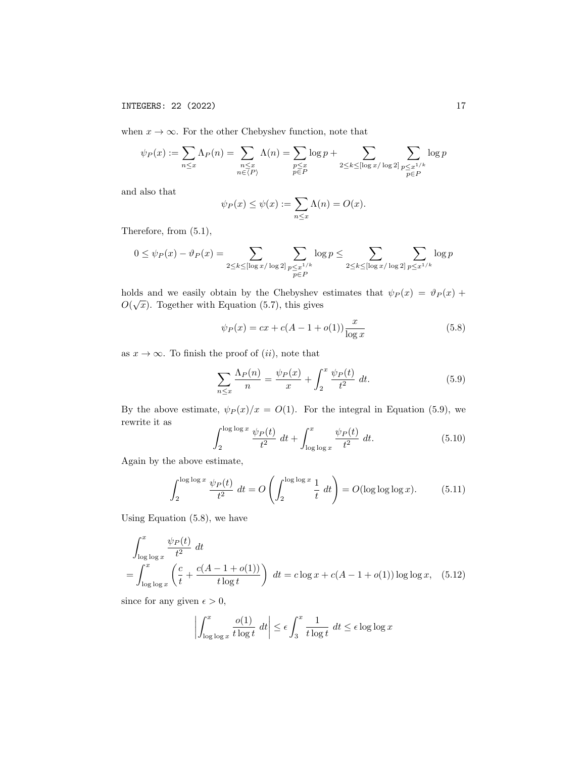when $x \to \infty$. For the other Chebyshev function, note that

$$\psi_P(x) := \sum_{n \le x} \Lambda_P(n) = \sum_{\substack{n \le x \\ n \in \langle P \rangle}} \Lambda(n) = \sum_{\substack{p \le x \\ p \in P}} \log p + \sum_{2 \le k \le [\log x / \log 2]} \sum_{\substack{p \le x^{1/k} \\ p \in P}} \log p$$

and also that

$$\psi_P(x) \le \psi(x) := \sum_{n \le x} \Lambda(n) = O(x).$$

Therefore, from (5.1),

$$0 \le \psi_P(x) - \vartheta_P(x) = \sum_{2 \le k \le [\log x / \log 2]} \sum_{\substack{p \le x^{1/k} \\ p \in P}} \log p \le \sum_{2 \le k \le [\log x / \log 2]} \sum_{p \le x^{1/k}} \log p$$

holds and we easily obtain by the Chebyshev estimates that $\psi_P(x) = \vartheta_P(x) + O(\sqrt{x})$. Together with Equation (5.7), this gives

$$\psi_P(x) = cx + c(A - 1 + o(1)) \frac{x}{\log x} \tag{5.8}$$

as $x \to \infty$. To finish the proof of $(ii)$, note that

$$\sum_{n \le x} \frac{\Lambda_P(n)}{n} = \frac{\psi_P(x)}{x} + \int_2^x \frac{\psi_P(t)}{t^2} \, dt. \tag{5.9}$$

By the above estimate, $\psi_P(x)/x = O(1)$. For the integral in Equation (5.9), we rewrite it as

$$\int_2^{\log \log x} \frac{\psi_P(t)}{t^2} \, dt + \int_{\log \log x}^x \frac{\psi_P(t)}{t^2} \, dt. \tag{5.10}$$

Again by the above estimate,

$$\int_2^{\log \log x} \frac{\psi_P(t)}{t^2} \, dt = O\left( \int_2^{\log \log x} \frac{1}{t} \, dt \right) = O(\log \log \log x). \tag{5.11}$$

Using Equation (5.8), we have

$$\begin{aligned} &\int_{\log \log x}^x \frac{\psi_P(t)}{t^2} \, dt \\ &= \int_{\log \log x}^x \left( \frac{c}{t} + \frac{c(A - 1 + o(1))}{t \log t} \right) \, dt = c \log x + c(A - 1 + o(1)) \log \log x, \end{aligned} \tag{5.12}$$

since for any given $\epsilon > 0$,

$$\left| \int_{\log \log x}^x \frac{o(1)}{t \log t} \, dt \right| \le \epsilon \int_3^x \frac{1}{t \log t} \, dt \le \epsilon \log \log x$$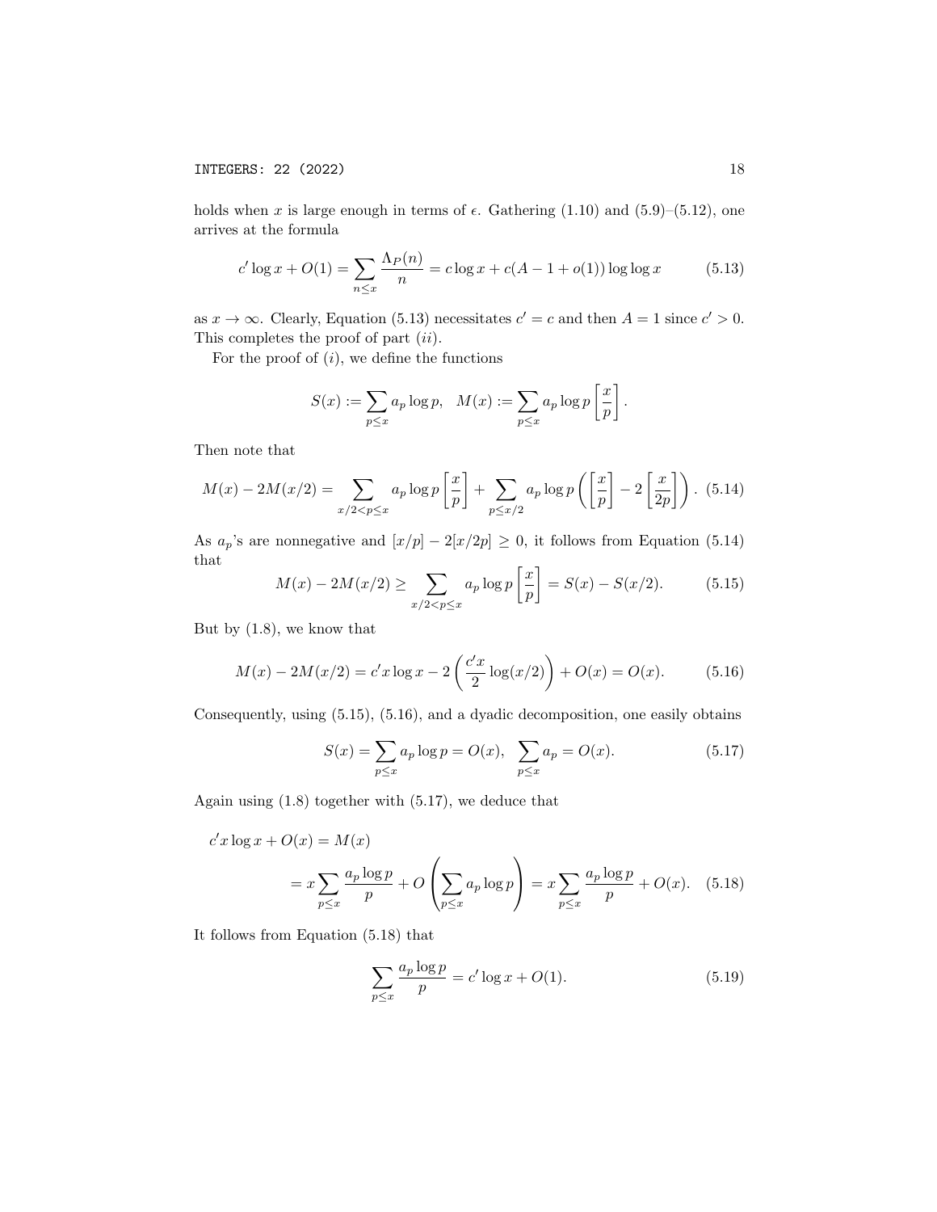holds when $x$ is large enough in terms of $\epsilon$. Gathering (1.10) and (5.9)–(5.12), one arrives at the formula

$$c' \log x + O(1) = \sum_{n \le x} \frac{\Lambda_P(n)}{n} = c \log x + c(A - 1 + o(1)) \log\log x \tag{5.13}$$

as $x \to \infty$. Clearly, Equation (5.13) necessitates $c' = c$ and then $A = 1$ since $c' > 0$. This completes the proof of part $(ii)$.

For the proof of $(i)$, we define the functions

$$S(x) := \sum_{p \le x} a_p \log p, \quad M(x) := \sum_{p \le x} a_p \log p \left[\frac{x}{p}\right].$$

Then note that

$$M(x) - 2M(x/2) = \sum_{x/2 < p \le x} a_p \log p \left[\frac{x}{p}\right] + \sum_{p \le x/2} a_p \log p \left( \left[\frac{x}{p}\right] - 2\left[\frac{x}{2p}\right] \right). \tag{5.14}$$

As $a_p$'s are nonnegative and $[x/p] - 2[x/2p] \ge 0$, it follows from Equation (5.14) that

$$M(x) - 2M(x/2) \ge \sum_{x/2 < p \le x} a_p \log p \left[\frac{x}{p}\right] = S(x) - S(x/2). \tag{5.15}$$

But by (1.8), we know that

$$M(x) - 2M(x/2) = c' x \log x - 2\left( \frac{c' x}{2} \log(x/2) \right) + O(x) = O(x). \tag{5.16}$$

Consequently, using (5.15), (5.16), and a dyadic decomposition, one easily obtains

$$S(x) = \sum_{p \le x} a_p \log p = O(x), \quad \sum_{p \le x} a_p = O(x). \tag{5.17}$$

Again using (1.8) together with (5.17), we deduce that

$$\begin{aligned} c' x \log x + O(x) &= M(x) \\ &= x \sum_{p \le x} \frac{a_p \log p}{p} + O\left( \sum_{p \le x} a_p \log p \right) = x \sum_{p \le x} \frac{a_p \log p}{p} + O(x). \end{aligned} \tag{5.18}$$

It follows from Equation (5.18) that

$$\sum_{p \le x} \frac{a_p \log p}{p} = c' \log x + O(1). \tag{5.19}$$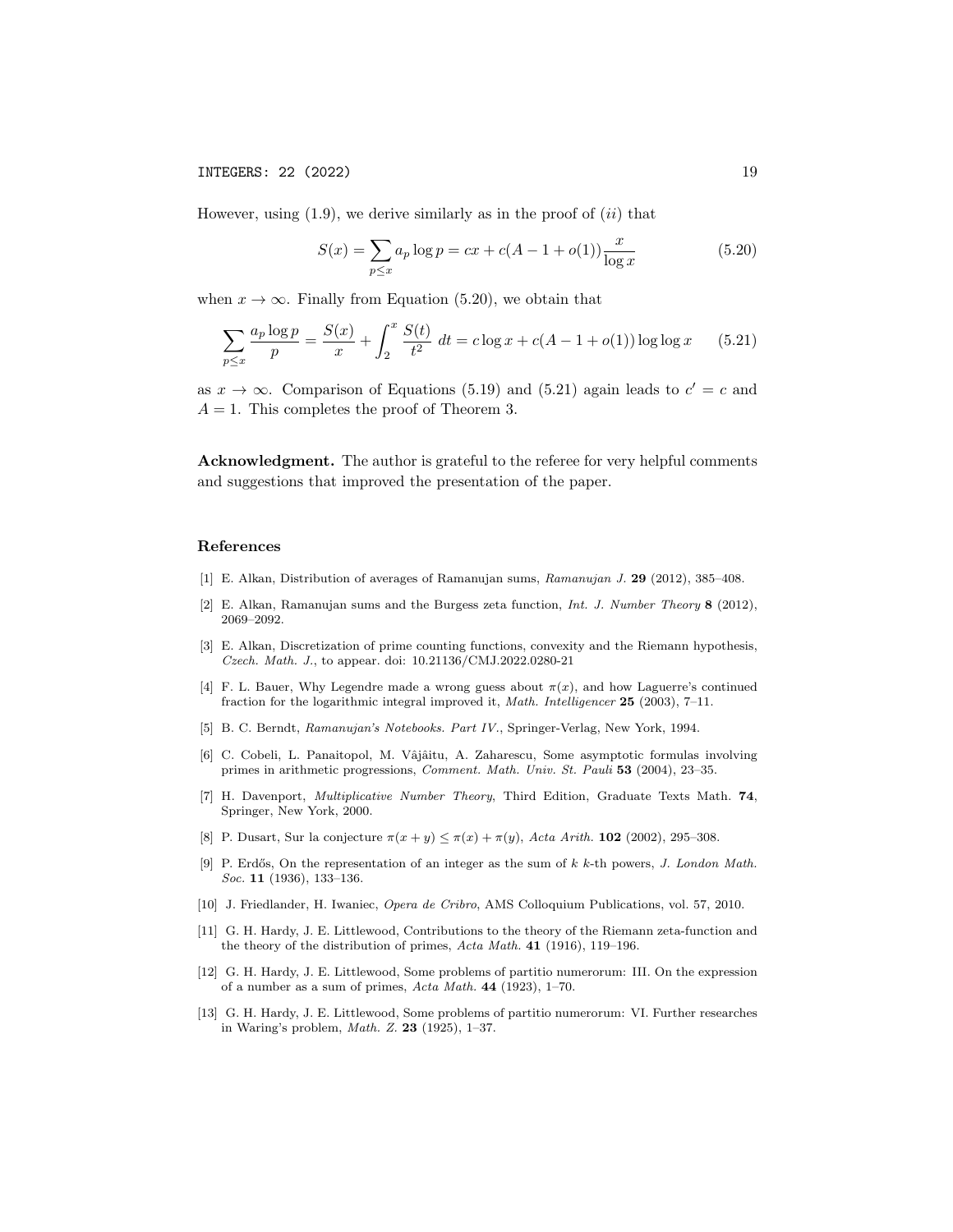However, using (1.9), we derive similarly as in the proof of $(ii)$ that

$$S(x) = \sum_{p \leq x} a_p \log p = cx + c(A - 1 + o(1)) \frac{x}{\log x} \tag{5.20}$$

when $x \to \infty$. Finally from Equation (5.20), we obtain that

$$\sum_{p \leq x} \frac{a_p \log p}{p} = \frac{S(x)}{x} + \int_2^x \frac{S(t)}{t^2} \, dt = c \log x + c(A - 1 + o(1)) \log \log x \tag{5.21}$$

as $x \to \infty$. Comparison of Equations (5.19) and (5.21) again leads to $c' = c$ and $A = 1$. This completes the proof of Theorem 3.

**Acknowledgment.** The author is grateful to the referee for very helpful comments and suggestions that improved the presentation of the paper.

## References

[1] E. Alkan, Distribution of averages of Ramanujan sums, *Ramanujan J.* **29** (2012), 385–408.

[2] E. Alkan, Ramanujan sums and the Burgess zeta function, *Int. J. Number Theory* **8** (2012), 2069–2092.

[3] E. Alkan, Discretization of prime counting functions, convexity and the Riemann hypothesis, *Czech. Math. J.*, to appear. doi: 10.21136/CMJ.2022.0280-21

[4] F. L. Bauer, Why Legendre made a wrong guess about $\pi(x)$, and how Laguerre's continued fraction for the logarithmic integral improved it, *Math. Intelligencer* **25** (2003), 7–11.

[5] B. C. Berndt, *Ramanujan's Notebooks. Part IV.*, Springer-Verlag, New York, 1994.

[6] C. Cobeli, L. Panaitopol, M. Vâjâitu, A. Zaharescu, Some asymptotic formulas involving primes in arithmetic progressions, *Comment. Math. Univ. St. Pauli* **53** (2004), 23–35.

[7] H. Davenport, *Multiplicative Number Theory*, Third Edition, Graduate Texts Math. **74**, Springer, New York, 2000.

[8] P. Dusart, Sur la conjecture $\pi(x + y) \leq \pi(x) + \pi(y)$, *Acta Arith.* **102** (2002), 295–308.

[9] P. Erdős, On the representation of an integer as the sum of $k$ $k$-th powers, *J. London Math. Soc.* **11** (1936), 133–136.

[10] J. Friedlander, H. Iwaniec, *Opera de Cribro*, AMS Colloquium Publications, vol. 57, 2010.

[11] G. H. Hardy, J. E. Littlewood, Contributions to the theory of the Riemann zeta-function and the theory of the distribution of primes, *Acta Math.* **41** (1916), 119–196.

[12] G. H. Hardy, J. E. Littlewood, Some problems of partitio numerorum: III. On the expression of a number as a sum of primes, *Acta Math.* **44** (1923), 1–70.

[13] G. H. Hardy, J. E. Littlewood, Some problems of partitio numerorum: VI. Further researches in Waring's problem, *Math. Z.* **23** (1925), 1–37.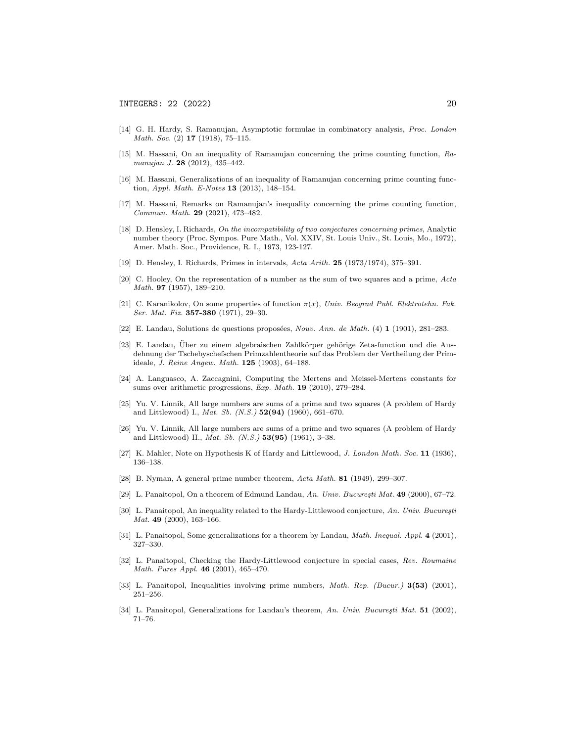[14] G. H. Hardy, S. Ramanujan, Asymptotic formulae in combinatory analysis, *Proc. London Math. Soc.* (2) **17** (1918), 75–115.

[15] M. Hassani, On an inequality of Ramanujan concerning the prime counting function, *Ramanujan J.* **28** (2012), 435–442.

[16] M. Hassani, Generalizations of an inequality of Ramanujan concerning prime counting function, *Appl. Math. E-Notes* **13** (2013), 148–154.

[17] M. Hassani, Remarks on Ramanujan's inequality concerning the prime counting function, *Commun. Math.* **29** (2021), 473–482.

[18] D. Hensley, I. Richards, *On the incompatibility of two conjectures concerning primes*, Analytic number theory (Proc. Sympos. Pure Math., Vol. XXIV, St. Louis Univ., St. Louis, Mo., 1972), Amer. Math. Soc., Providence, R. I., 1973, 123-127.

[19] D. Hensley, I. Richards, Primes in intervals, *Acta Arith.* **25** (1973/1974), 375–391.

[20] C. Hooley, On the representation of a number as the sum of two squares and a prime, *Acta Math.* **97** (1957), 189–210.

[21] C. Karanikolov, On some properties of function $\pi(x)$, *Univ. Beograd Publ. Elektrotehn. Fak. Ser. Mat. Fiz.* **357-380** (1971), 29–30.

[22] E. Landau, Solutions de questions proposées, *Nouv. Ann. de Math.* (4) **1** (1901), 281–283.

[23] E. Landau, Über zu einem algebraischen Zahlkörper gehörige Zeta-function und die Ausdehnung der Tschebyschefschen Primzahlentheorie auf das Problem der Vertheilung der Primideale, *J. Reine Angew. Math.* **125** (1903), 64–188.

[24] A. Languasco, A. Zaccagnini, Computing the Mertens and Meissel-Mertens constants for sums over arithmetic progressions, *Exp. Math.* **19** (2010), 279–284.

[25] Yu. V. Linnik, All large numbers are sums of a prime and two squares (A problem of Hardy and Littlewood) I., *Mat. Sb. (N.S.)* **52(94)** (1960), 661–670.

[26] Yu. V. Linnik, All large numbers are sums of a prime and two squares (A problem of Hardy and Littlewood) II., *Mat. Sb. (N.S.)* **53(95)** (1961), 3–38.

[27] K. Mahler, Note on Hypothesis K of Hardy and Littlewood, *J. London Math. Soc.* **11** (1936), 136–138.

[28] B. Nyman, A general prime number theorem, *Acta Math.* **81** (1949), 299–307.

[29] L. Panaitopol, On a theorem of Edmund Landau, *An. Univ. Bucureşti Mat.* **49** (2000), 67–72.

[30] L. Panaitopol, An inequality related to the Hardy-Littlewood conjecture, *An. Univ. Bucureşti Mat.* **49** (2000), 163–166.

[31] L. Panaitopol, Some generalizations for a theorem by Landau, *Math. Inequal. Appl.* **4** (2001), 327–330.

[32] L. Panaitopol, Checking the Hardy-Littlewood conjecture in special cases, *Rev. Roumaine Math. Pures Appl.* **46** (2001), 465–470.

[33] L. Panaitopol, Inequalities involving prime numbers, *Math. Rep. (Bucur.)* **3(53)** (2001), 251–256.

[34] L. Panaitopol, Generalizations for Landau's theorem, *An. Univ. Bucureşti Mat.* **51** (2002), 71–76.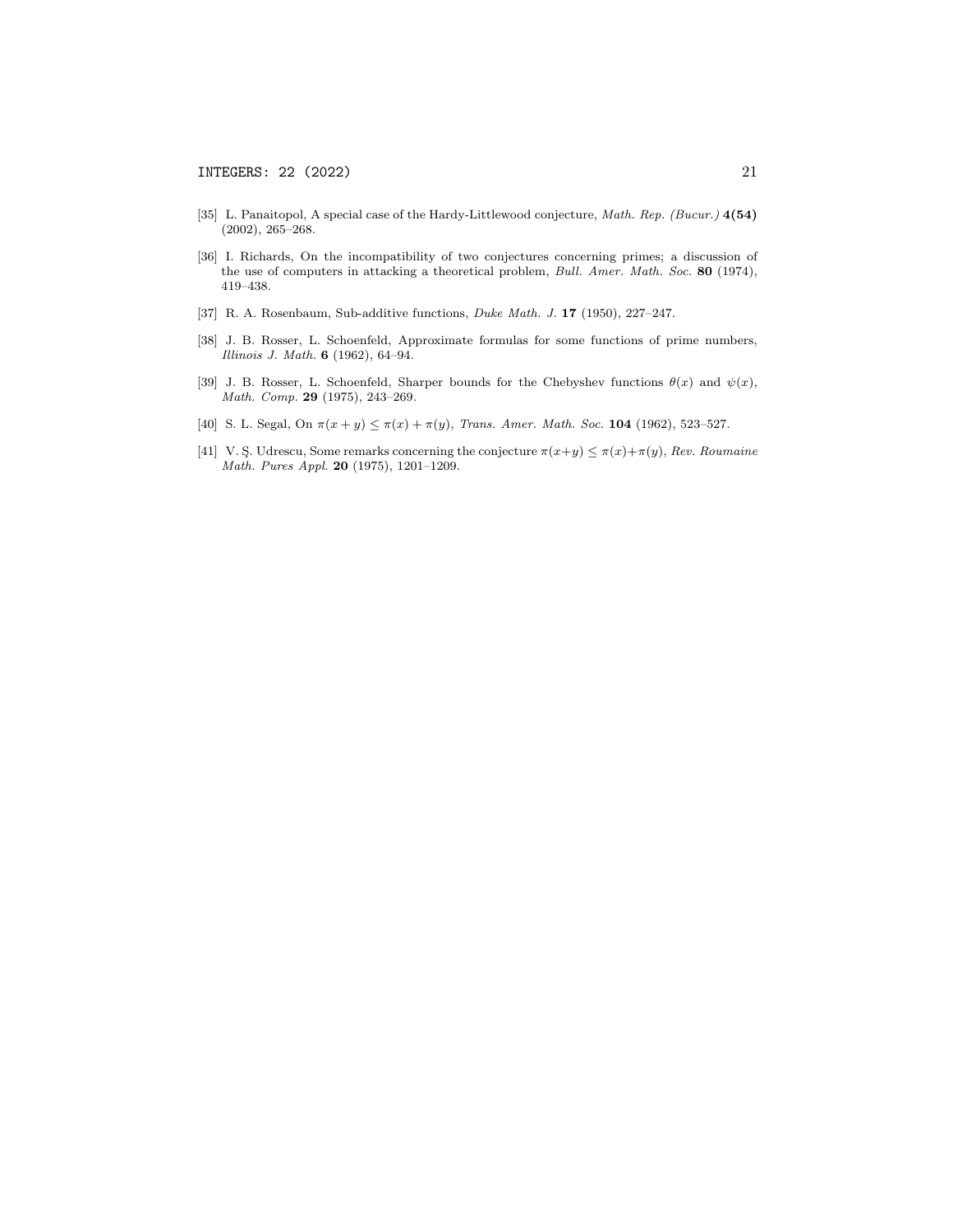[35] L. Panaitopol, A special case of the Hardy-Littlewood conjecture, *Math. Rep. (Bucur.)* **4(54)** (2002), 265–268.

[36] I. Richards, On the incompatibility of two conjectures concerning primes; a discussion of the use of computers in attacking a theoretical problem, *Bull. Amer. Math. Soc.* **80** (1974), 419–438.

[37] R. A. Rosenbaum, Sub-additive functions, *Duke Math. J.* **17** (1950), 227–247.

[38] J. B. Rosser, L. Schoenfeld, Approximate formulas for some functions of prime numbers, *Illinois J. Math.* **6** (1962), 64–94.

[39] J. B. Rosser, L. Schoenfeld, Sharper bounds for the Chebyshev functions $\theta(x)$ and $\psi(x)$, *Math. Comp.* **29** (1975), 243–269.

[40] S. L. Segal, On $\pi(x + y) \leq \pi(x) + \pi(y)$, *Trans. Amer. Math. Soc.* **104** (1962), 523–527.

[41] V. Ş. Udrescu, Some remarks concerning the conjecture $\pi(x+y) \leq \pi(x)+\pi(y)$, *Rev. Roumaine Math. Pures Appl.* **20** (1975), 1201–1209.